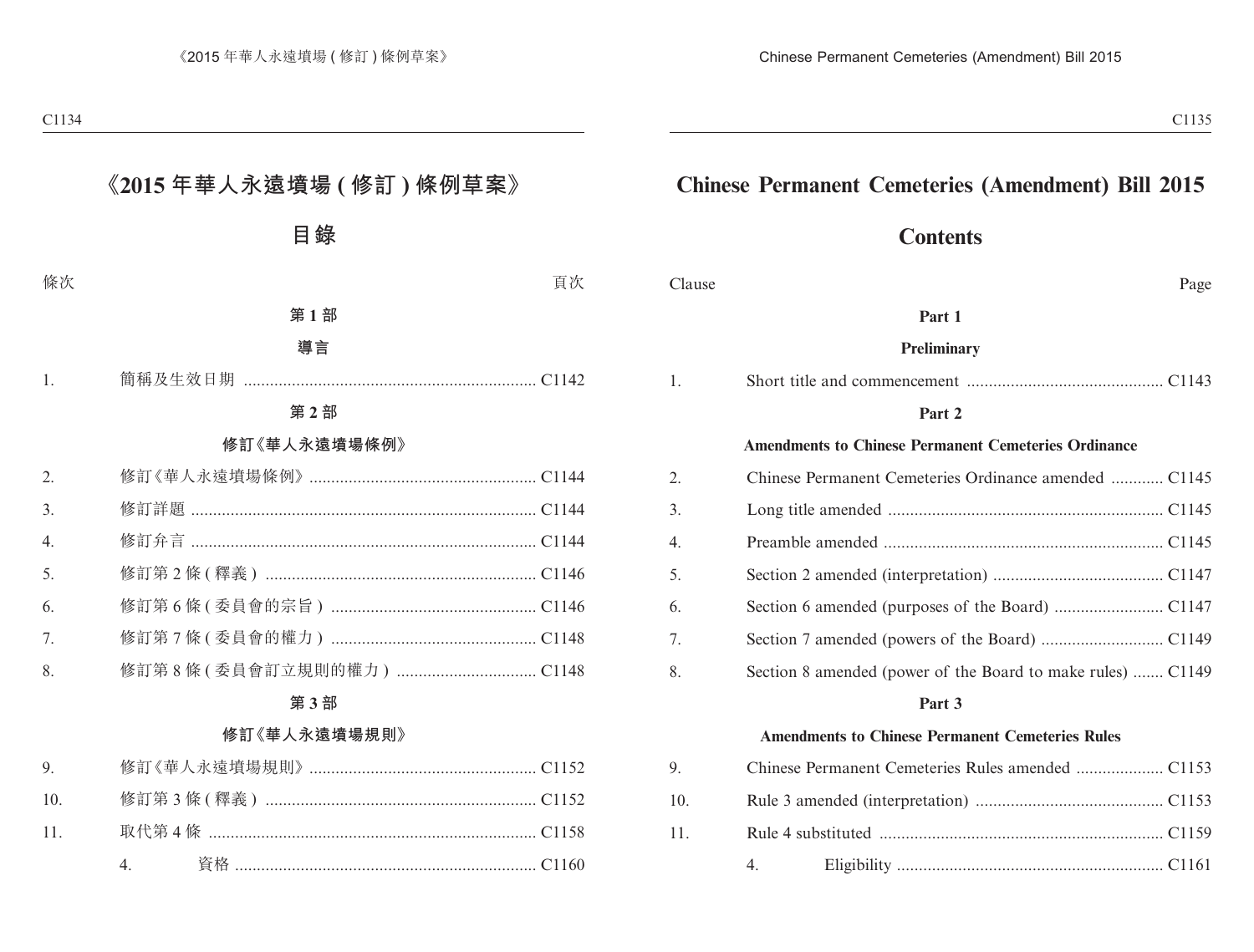# 《2015 年華人永遠墳場 ( 修訂 ) 條例草案》

## 目錄

| 條次 | | 頁次 |
|---|---|---|
| | **第 1 部** | |
| | **導言** | |
| 1. | 簡稱及生效日期 | C1142 |
| | **第 2 部** | |
| | **修訂《華人永遠墳場條例》** | |
| 2. | 修訂《華人永遠墳場條例》 | C1144 |
| 3. | 修訂詳題 | C1144 |
| 4. | 修訂弁言 | C1144 |
| 5. | 修訂第 2 條 ( 釋義 ) | C1146 |
| 6. | 修訂第 6 條 ( 委員會的宗旨 ) | C1146 |
| 7. | 修訂第 7 條 ( 委員會的權力 ) | C1148 |
| 8. | 修訂第 8 條 ( 委員會訂立規則的權力 ) | C1148 |
| | **第 3 部** | |
| | **修訂《華人永遠墳場規則》** | |
| 9. | 修訂《華人永遠墳場規則》 | C1152 |
| 10. | 修訂第 3 條 ( 釋義 ) | C1152 |
| 11. | 取代第 4 條 | C1158 |
| | 4. 資格 | C1160 |

# Chinese Permanent Cemeteries (Amendment) Bill 2015

## Contents

| Clause | | Page |
|---|---|---|
| | **Part 1** | |
| | **Preliminary** | |
| 1. | Short title and commencement | C1143 |
| | **Part 2** | |
| | **Amendments to Chinese Permanent Cemeteries Ordinance** | |
| 2. | Chinese Permanent Cemeteries Ordinance amended | C1145 |
| 3. | Long title amended | C1145 |
| 4. | Preamble amended | C1145 |
| 5. | Section 2 amended (interpretation) | C1147 |
| 6. | Section 6 amended (purposes of the Board) | C1147 |
| 7. | Section 7 amended (powers of the Board) | C1149 |
| 8. | Section 8 amended (power of the Board to make rules) | C1149 |
| | **Part 3** | |
| | **Amendments to Chinese Permanent Cemeteries Rules** | |
| 9. | Chinese Permanent Cemeteries Rules amended | C1153 |
| 10. | Rule 3 amended (interpretation) | C1153 |
| 11. | Rule 4 substituted | C1159 |
| | 4. Eligibility | C1161 |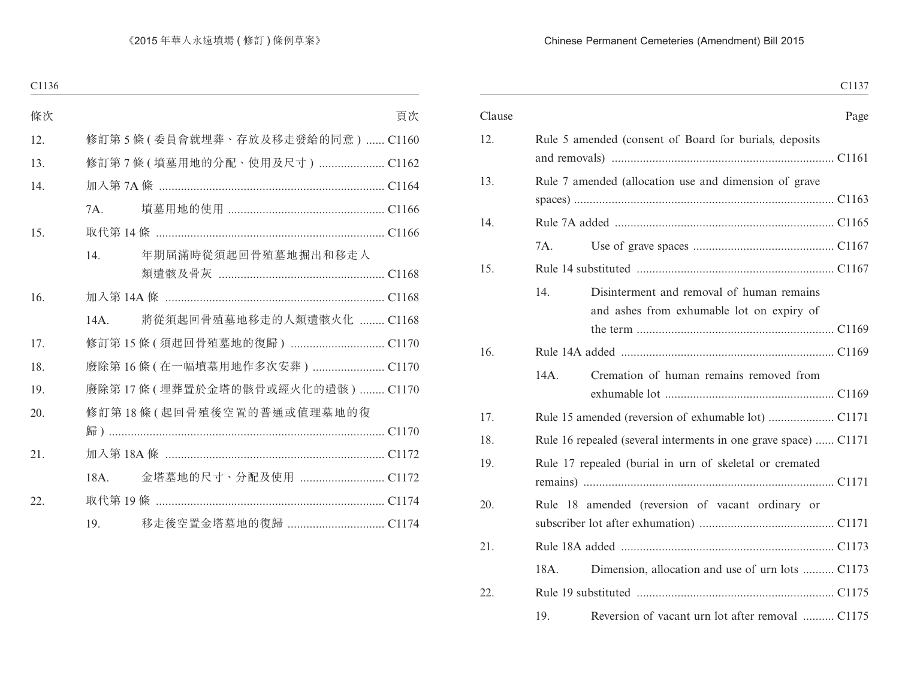| 條次 | | 頁次 |
|---|---|---|
| 12. | 修訂第 5 條 ( 委員會就埋葬、存放及移走發給的同意 ) | C1160 |
| 13. | 修訂第 7 條 ( 墳墓用地的分配、使用及尺寸 ) | C1162 |
| 14. | 加入第 7A 條 | C1164 |
| | 7A.　填墓用地的使用 | C1166 |
| 15. | 取代第 14 條 | C1166 |
| | 14.　年期屆滿時從須起回骨殖墓地掘出和移走人類遺骸及骨灰 | C1168 |
| 16. | 加入第 14A 條 | C1168 |
| | 14A.　將從須起回骨殖墓地移走的人類遺骸火化 | C1168 |
| 17. | 修訂第 15 條 ( 須起回骨殖墓地的復歸 ) | C1170 |
| 18. | 廢除第 16 條 ( 在一幅墳墓用地作多次安葬 ) | C1170 |
| 19. | 廢除第 17 條 ( 埋葬置於金塔的骸骨或經火化的遺骸 ) | C1170 |
| 20. | 修訂第 18 條 ( 起回骨殖後空置的普通或值理墓地的復歸 ) | C1170 |
| 21. | 加入第 18A 條 | C1172 |
| | 18A.　金塔墓地的尺寸、分配及使用 | C1172 |
| 22. | 取代第 19 條 | C1174 |
| | 19.　移走後空置金塔墓地的復歸 | C1174 |

| Clause | | Page |
|---|---|---|
| 12. | Rule 5 amended (consent of Board for burials, deposits and removals) | C1161 |
| 13. | Rule 7 amended (allocation use and dimension of grave spaces) | C1163 |
| 14. | Rule 7A added | C1165 |
| | 7A.　Use of grave spaces | C1167 |
| 15. | Rule 14 substituted | C1167 |
| | 14.　Disinterment and removal of human remains and ashes from exhumable lot on expiry of the term | C1169 |
| 16. | Rule 14A added | C1169 |
| | 14A.　Cremation of human remains removed from exhumable lot | C1169 |
| 17. | Rule 15 amended (reversion of exhumable lot) | C1171 |
| 18. | Rule 16 repealed (several interments in one grave space) | C1171 |
| 19. | Rule 17 repealed (burial in urn of skeletal or cremated remains) | C1171 |
| 20. | Rule 18 amended (reversion of vacant ordinary or subscriber lot after exhumation) | C1171 |
| 21. | Rule 18A added | C1173 |
| | 18A.　Dimension, allocation and use of urn lots | C1173 |
| 22. | Rule 19 substituted | C1175 |
| | 19.　Reversion of vacant urn lot after removal | C1175 |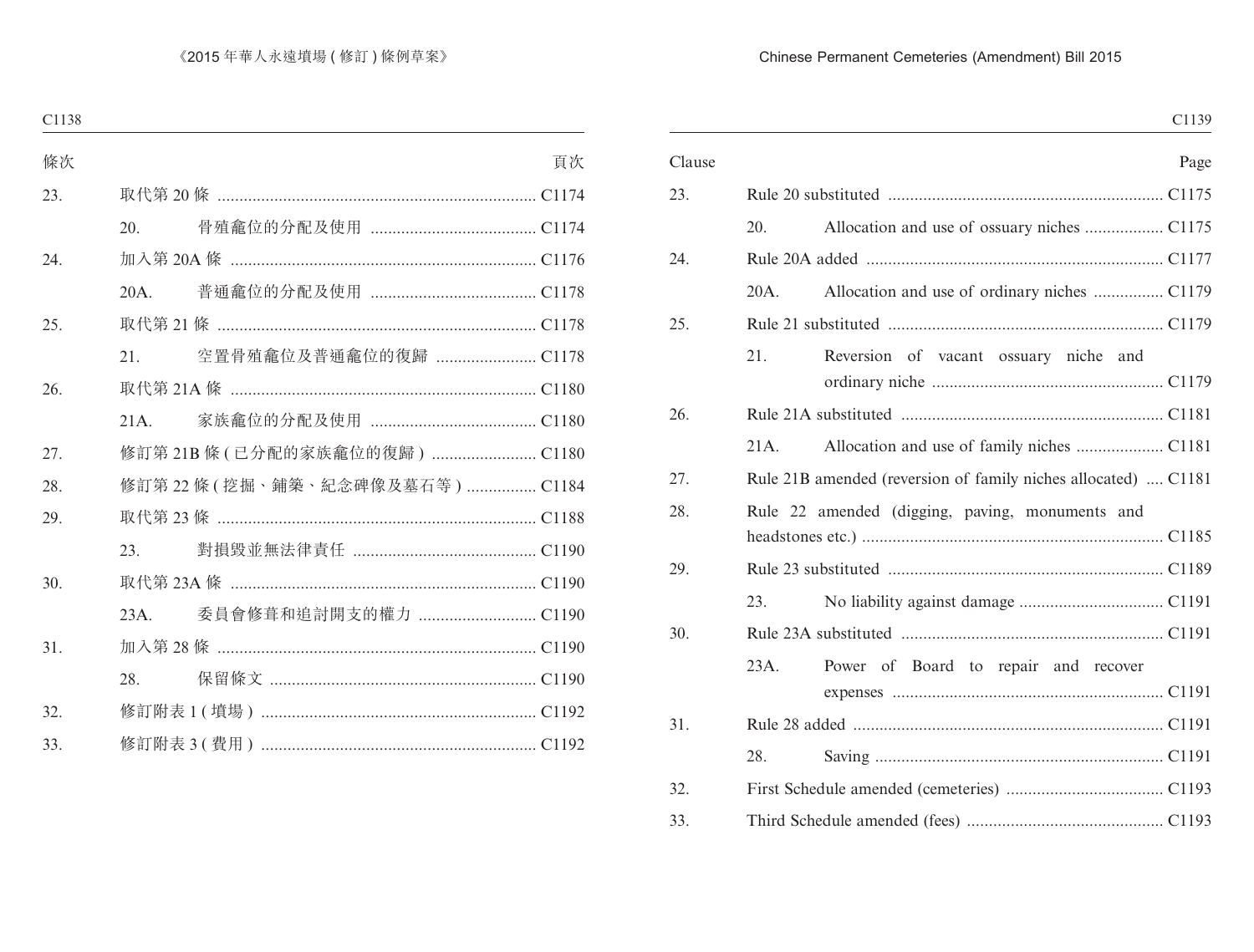| 條次 | | | 頁次 |
|---|---|---|---|
| 23. | 取代第 20 條 | | C1174 |
| | 20. | 骨殖龕位的分配及使用 | C1174 |
| 24. | 加入第 20A 條 | | C1176 |
| | 20A. | 普通龕位的分配及使用 | C1178 |
| 25. | 取代第 21 條 | | C1178 |
| | 21. | 空置骨殖龕位及普通龕位的復歸 | C1178 |
| 26. | 取代第 21A 條 | | C1180 |
| | 21A. | 家族龕位的分配及使用 | C1180 |
| 27. | 修訂第 21B 條 ( 已分配的家族龕位的復歸 ) | | C1180 |
| 28. | 修訂第 22 條 ( 挖掘、鋪築、紀念碑像及墓石等 ) | | C1184 |
| 29. | 取代第 23 條 | | C1188 |
| | 23. | 對損毀並無法律責任 | C1190 |
| 30. | 取代第 23A 條 | | C1190 |
| | 23A. | 委員會修葺和追討開支的權力 | C1190 |
| 31. | 加入第 28 條 | | C1190 |
| | 28. | 保留條文 | C1190 |
| 32. | 修訂附表 1 ( 墳場 ) | | C1192 |
| 33. | 修訂附表 3 ( 費用 ) | | C1192 |

| Clause | | | Page |
|---|---|---|---|
| 23. | Rule 20 substituted | | C1175 |
| | 20. | Allocation and use of ossuary niches | C1175 |
| 24. | Rule 20A added | | C1177 |
| | 20A. | Allocation and use of ordinary niches | C1179 |
| 25. | Rule 21 substituted | | C1179 |
| | 21. | Reversion of vacant ossuary niche and ordinary niche | C1179 |
| 26. | Rule 21A substituted | | C1181 |
| | 21A. | Allocation and use of family niches | C1181 |
| 27. | Rule 21B amended (reversion of family niches allocated) | | C1181 |
| 28. | Rule 22 amended (digging, paving, monuments and headstones etc.) | | C1185 |
| 29. | Rule 23 substituted | | C1189 |
| | 23. | No liability against damage | C1191 |
| 30. | Rule 23A substituted | | C1191 |
| | 23A. | Power of Board to repair and recover expenses | C1191 |
| 31. | Rule 28 added | | C1191 |
| | 28. | Saving | C1191 |
| 32. | First Schedule amended (cemeteries) | | C1193 |
| 33. | Third Schedule amended (fees) | | C1193 |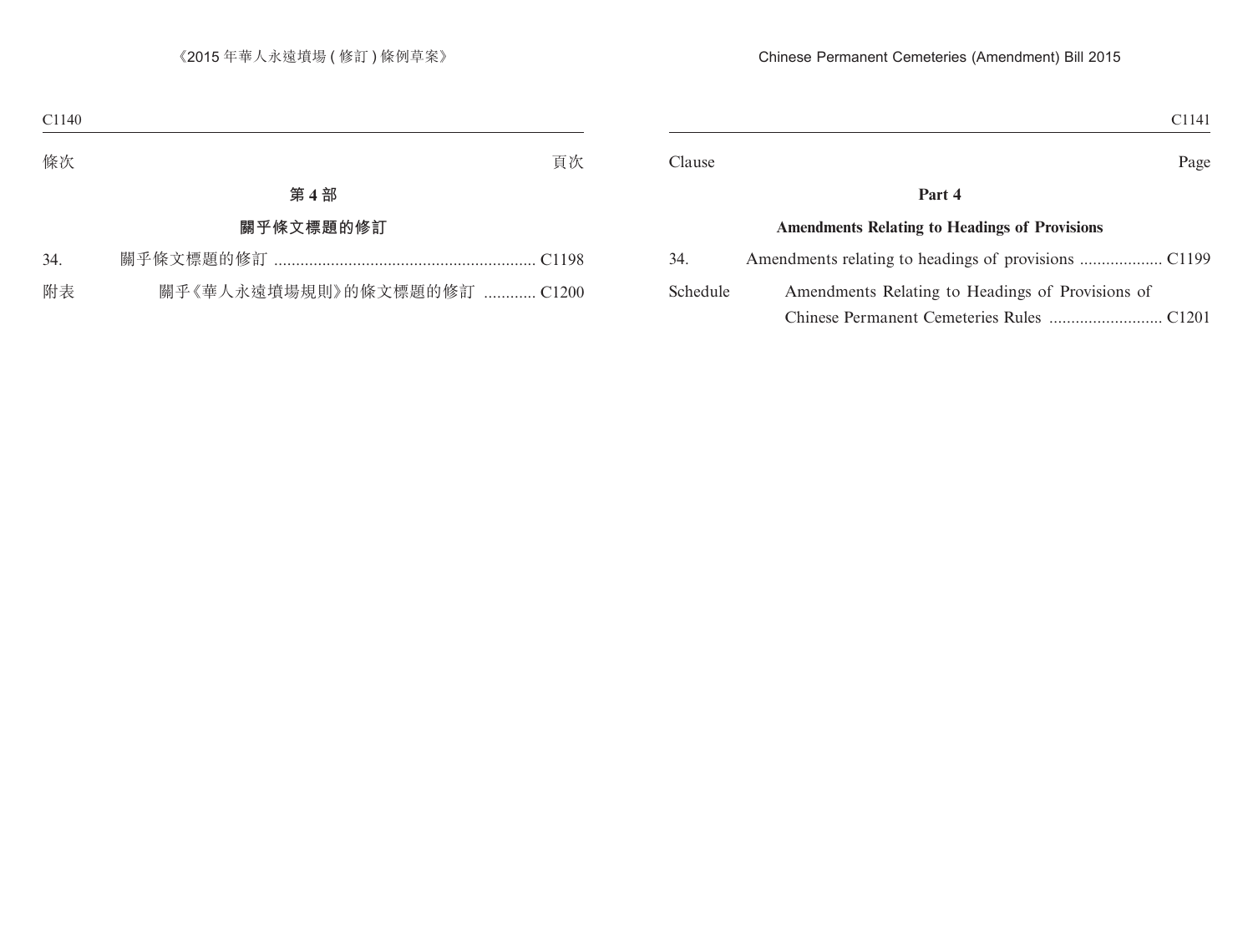條次　頁次

**第 4 部**

**關乎條文標題的修訂**

34.　關乎條文標題的修訂 ............................................................ C1198

附表　關乎《華人永遠墳場規則》的條文標題的修訂 ............ C1200

Clause　Page

**Part 4**

**Amendments Relating to Headings of Provisions**

34.　Amendments relating to headings of provisions ................... C1199

Schedule　Amendments Relating to Headings of Provisions of Chinese Permanent Cemeteries Rules .......................... C1201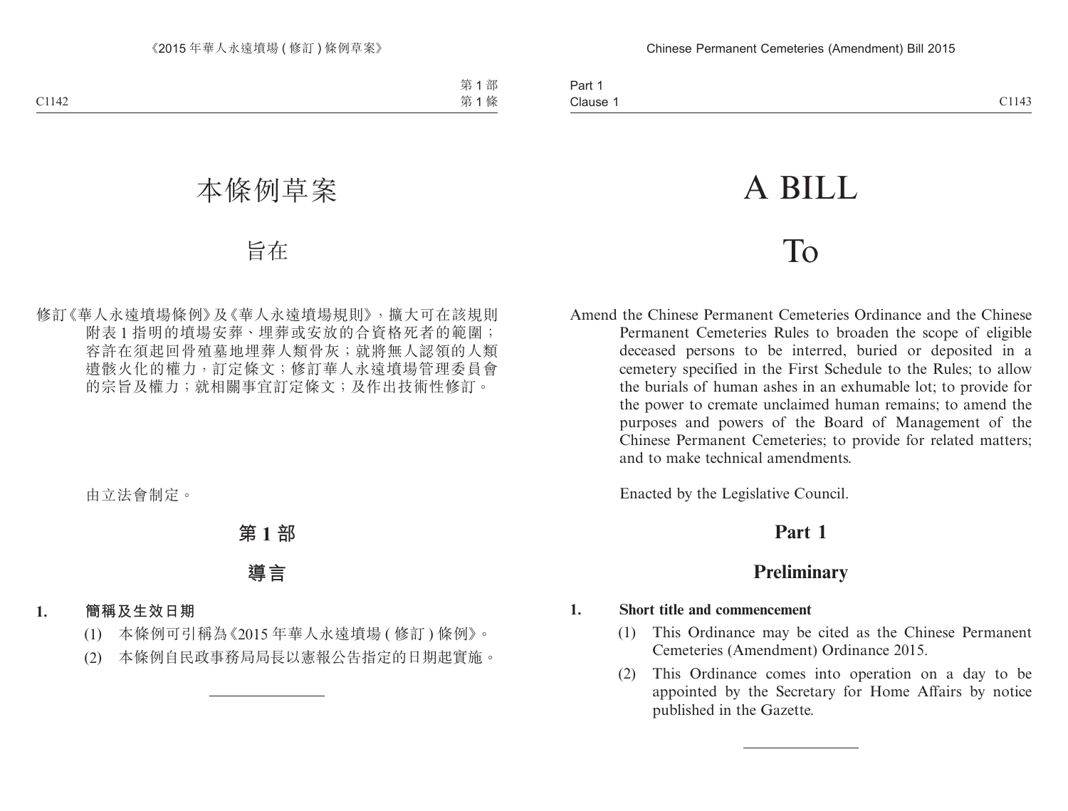# 本條例草案

## 旨在

修訂《華人永遠墳場條例》及《華人永遠墳場規則》，擴大可在該規則附表 1 指明的墳場安葬、埋葬或安放的合資格死者的範圍；容許在須起回骨殖墓地埋葬人類骨灰；就將無人認領的人類遺骸火化的權力，訂定條文；修訂華人永遠墳場管理委員會的宗旨及權力；就相關事宜訂定條文；及作出技術性修訂。

由立法會制定。

## 第 1 部

## 導言

**1. 簡稱及生效日期**

(1) 本條例可引稱為《2015 年華人永遠墳場 (修訂) 條例》。

(2) 本條例自民政事務局局長以憲報公告指定的日期起實施。

---

# A BILL

## To

Amend the Chinese Permanent Cemeteries Ordinance and the Chinese Permanent Cemeteries Rules to broaden the scope of eligible deceased persons to be interred, buried or deposited in a cemetery specified in the First Schedule to the Rules; to allow the burials of human ashes in an exhumable lot; to provide for the power to cremate unclaimed human remains; to amend the purposes and powers of the Board of Management of the Chinese Permanent Cemeteries; to provide for related matters; and to make technical amendments.

Enacted by the Legislative Council.

## Part 1

## Preliminary

**1. Short title and commencement**

(1) This Ordinance may be cited as the Chinese Permanent Cemeteries (Amendment) Ordinance 2015.

(2) This Ordinance comes into operation on a day to be appointed by the Secretary for Home Affairs by notice published in the Gazette.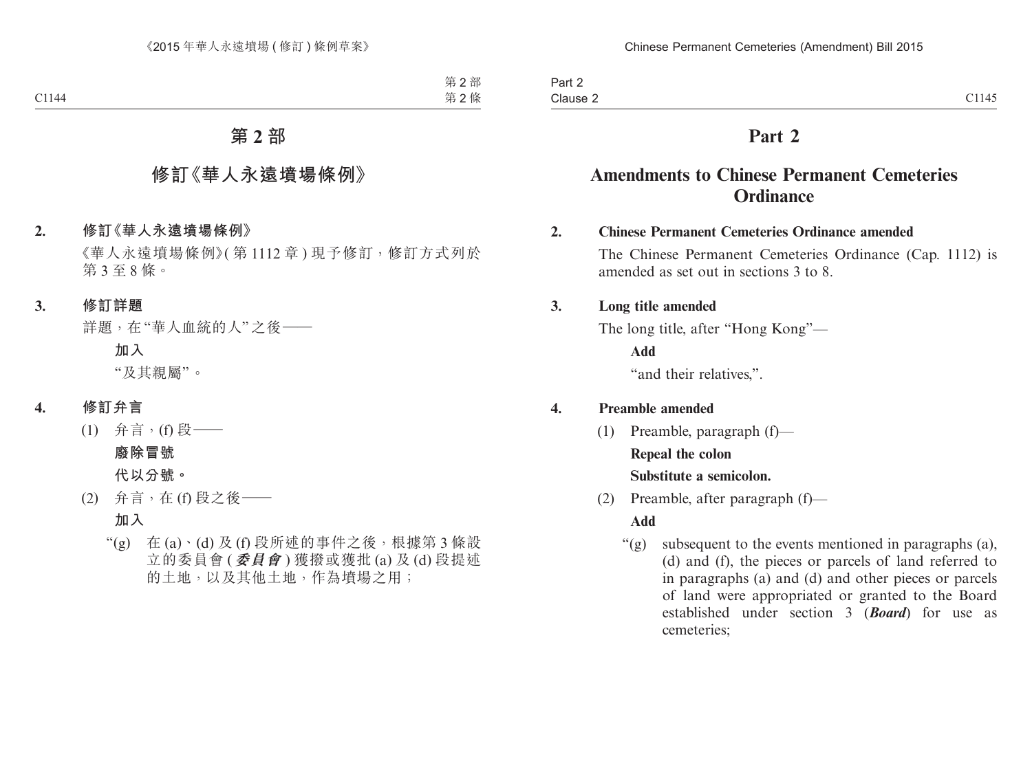# 第 2 部

## 修訂《華人永遠墳場條例》

**2. 修訂《華人永遠墳場條例》**

《華人永遠墳場條例》(第 1112 章 ) 現予修訂，修訂方式列於第 3 至 8 條。

**3. 修訂詳題**

詳題，在 "華人血統的人" 之後——

**加入**

"及其親屬"。

**4. 修訂弁言**

(1) 弁言，(f) 段——

**廢除冒號**

**代以分號。**

(2) 弁言，在 (f) 段之後——

**加入**

"(g) 在 (a)、(d) 及 (f) 段所述的事件之後，根據第 3 條設立的委員會 (***委員會***) 獲撥或獲批 (a) 及 (d) 段提述的土地，以及其他土地，作為墳場之用；

# Part 2

## Amendments to Chinese Permanent Cemeteries Ordinance

**2. Chinese Permanent Cemeteries Ordinance amended**

The Chinese Permanent Cemeteries Ordinance (Cap. 1112) is amended as set out in sections 3 to 8.

**3. Long title amended**

The long title, after "Hong Kong"—

**Add**

"and their relatives,".

**4. Preamble amended**

(1) Preamble, paragraph (f)—

**Repeal the colon**

**Substitute a semicolon.**

(2) Preamble, after paragraph (f)—

**Add**

"(g) subsequent to the events mentioned in paragraphs (a), (d) and (f), the pieces or parcels of land referred to in paragraphs (a) and (d) and other pieces or parcels of land were appropriated or granted to the Board established under section 3 (***Board***) for use as cemeteries;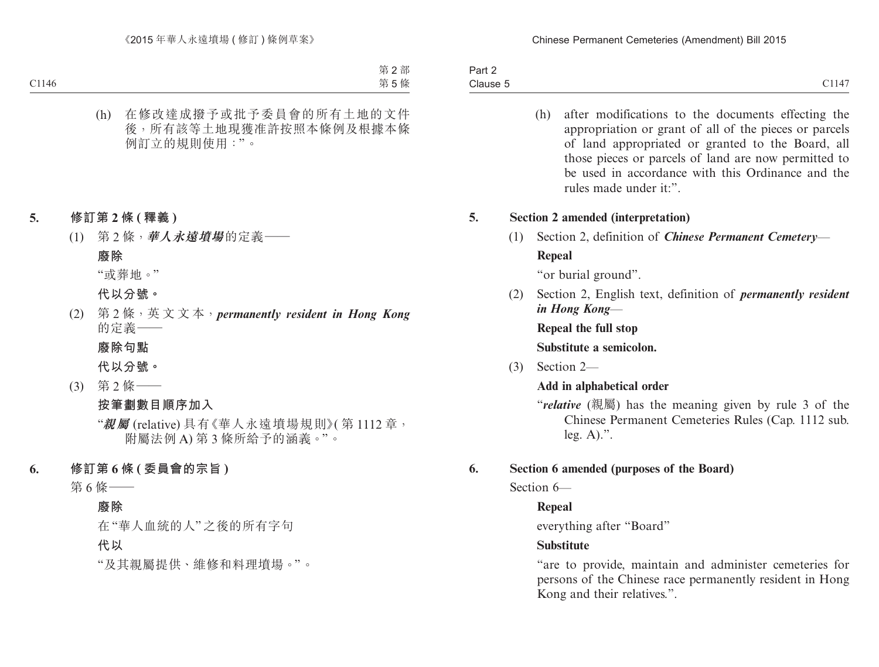(h) 在修改達成撥予或批予委員會的所有土地的文件後，所有該等土地現獲准許按照本條例及根據本條例訂立的規則使用：”。

**5. 修訂第 2 條 (釋義)**

(1) 第 2 條，***華人永遠墳場***的定義——

**廢除**

“或葬地。”

**代以分號。**

(2) 第 2 條，英文文本，***permanently resident in Hong Kong*** 的定義——

**廢除句點**

**代以分號。**

(3) 第 2 條——

**按筆劃數目順序加入**

“***親屬*** (relative) 具有《華人永遠墳場規則》(第 1112 章，附屬法例 A) 第 3 條所給予的涵義。”。

**6. 修訂第 6 條 (委員會的宗旨)**

第 6 條——

**廢除**

在“華人血統的人”之後的所有字句

**代以**

“及其親屬提供、維修和料理墳場。”。

(h) after modifications to the documents effecting the appropriation or grant of all of the pieces or parcels of land appropriated or granted to the Board, all those pieces or parcels of land are now permitted to be used in accordance with this Ordinance and the rules made under it:”.

**5. Section 2 amended (interpretation)**

(1) Section 2, definition of ***Chinese Permanent Cemetery***—

**Repeal**

“or burial ground”.

(2) Section 2, English text, definition of ***permanently resident in Hong Kong***—

**Repeal the full stop**

**Substitute a semicolon.**

(3) Section 2—

**Add in alphabetical order**

“***relative*** (親屬) has the meaning given by rule 3 of the Chinese Permanent Cemeteries Rules (Cap. 1112 sub. leg. A).”.

**6. Section 6 amended (purposes of the Board)**

Section 6—

**Repeal**

everything after “Board”

**Substitute**

“are to provide, maintain and administer cemeteries for persons of the Chinese race permanently resident in Hong Kong and their relatives.”.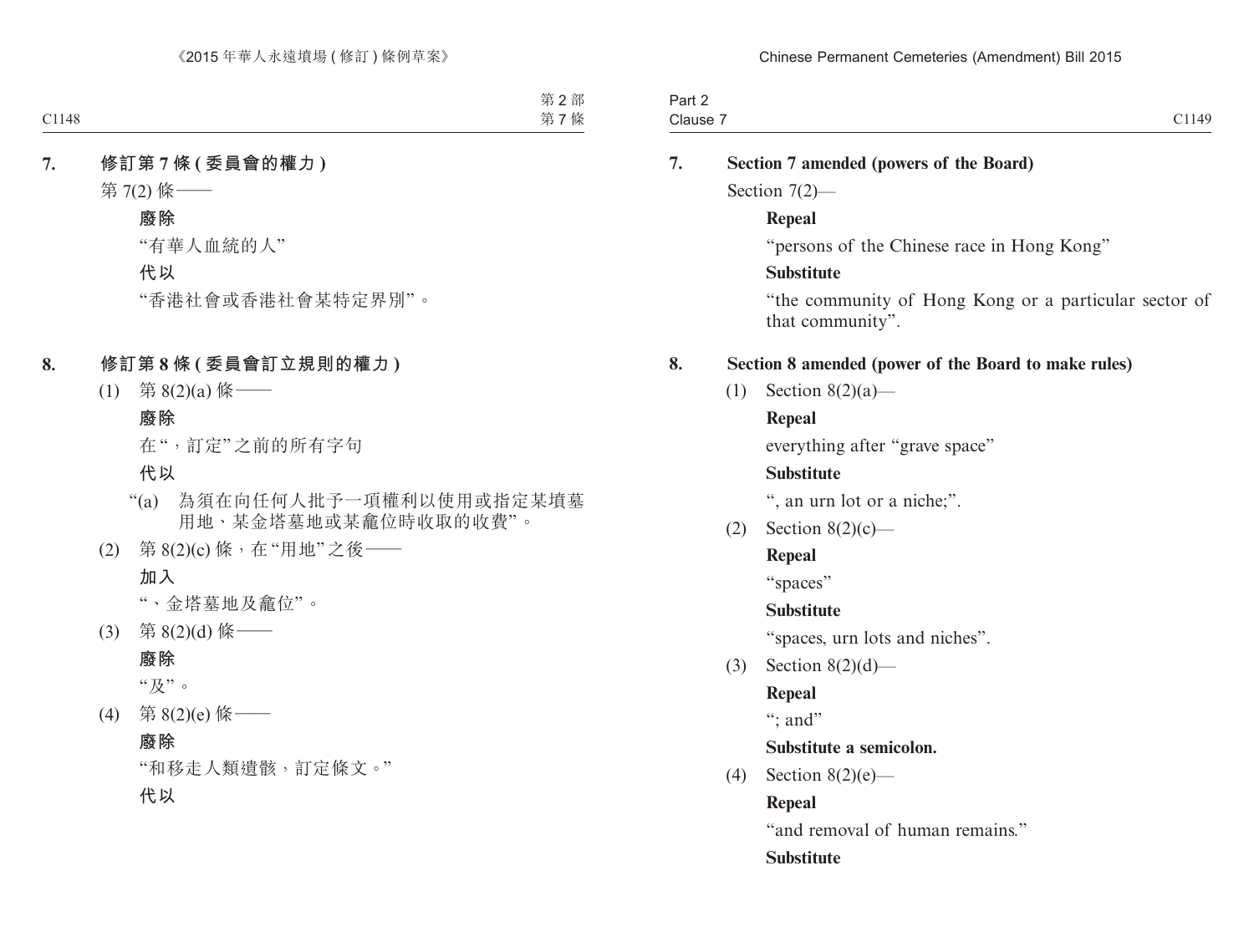**7. 修訂第 7 條 (委員會的權力)**

第 7(2) 條——

**廢除**

“有華人血統的人”

**代以**

“香港社會或香港社會某特定界別”。

**8. 修訂第 8 條 (委員會訂立規則的權力)**

(1) 第 8(2)(a) 條——

**廢除**

在“，訂定”之前的所有字句

**代以**

“(a) 為須在向任何人批予一項權利以使用或指定某墳墓用地、某金塔墓地或某龕位時收取的收費”。

(2) 第 8(2)(c) 條，在“用地”之後——

**加入**

“、金塔墓地及龕位”。

(3) 第 8(2)(d) 條——

**廢除**

“及”。

(4) 第 8(2)(e) 條——

**廢除**

“和移走人類遺骸，訂定條文。”

**代以**

**7. Section 7 amended (powers of the Board)**

Section 7(2)—

**Repeal**

“persons of the Chinese race in Hong Kong”

**Substitute**

“the community of Hong Kong or a particular sector of that community”.

**8. Section 8 amended (power of the Board to make rules)**

(1) Section 8(2)(a)—

**Repeal**

everything after “grave space”

**Substitute**

“, an urn lot or a niche;”.

(2) Section 8(2)(c)—

**Repeal**

“spaces”

**Substitute**

“spaces, urn lots and niches”.

(3) Section 8(2)(d)—

**Repeal**

“; and”

**Substitute a semicolon.**

(4) Section 8(2)(e)—

**Repeal**

“and removal of human remains.”

**Substitute**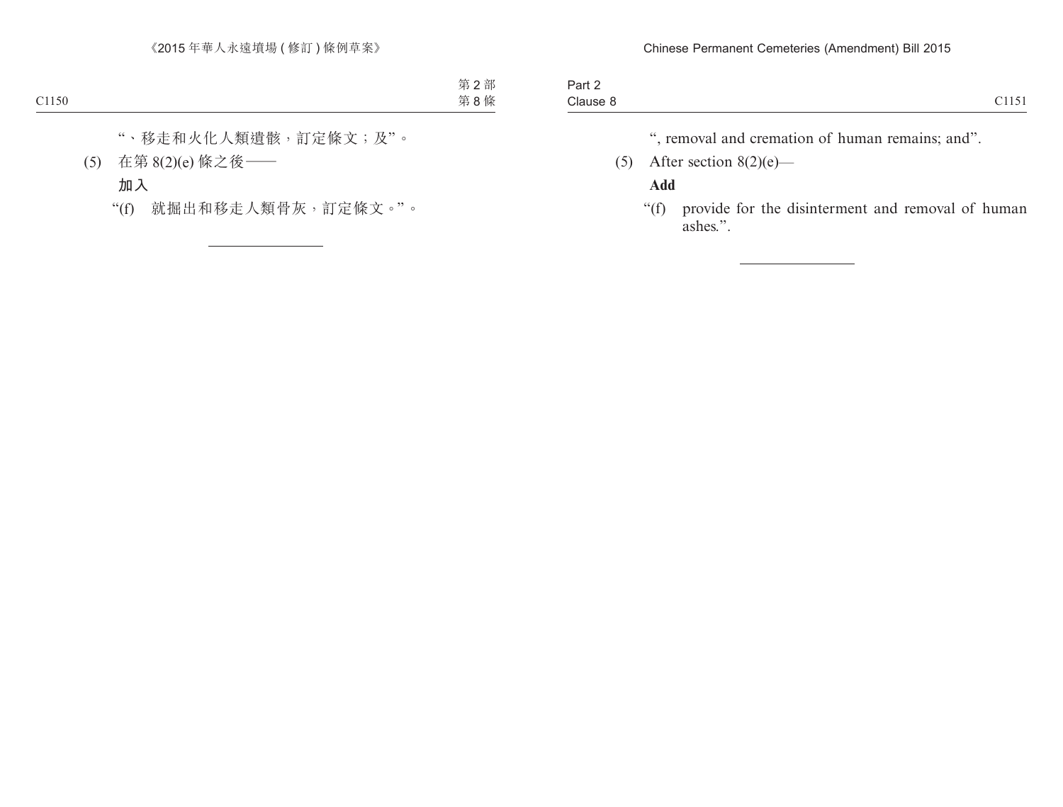"、移走和火化人類遺骸，訂定條文；及"。

(5) 在第 8(2)(e) 條之後——

**加入**

"(f) 就掘出和移走人類骨灰，訂定條文。"。

---

", removal and cremation of human remains; and".

(5) After section 8(2)(e)—

**Add**

"(f) provide for the disinterment and removal of human ashes.".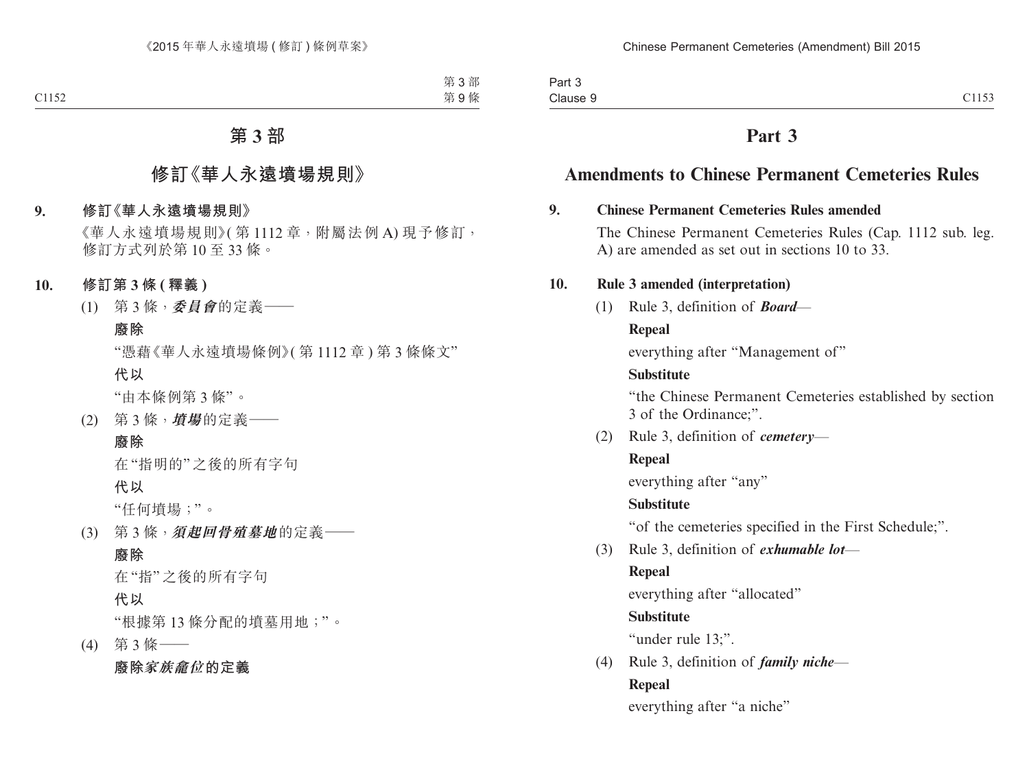# 第 3 部

## 修訂《華人永遠墳場規則》

**9. 修訂《華人永遠墳場規則》**

《華人永遠墳場規則》(第 1112 章，附屬法例 A) 現予修訂，修訂方式列於第 10 至 33 條。

**10. 修訂第 3 條 (釋義)**

(1) 第 3 條，***委員會***的定義——

**廢除**

“憑藉《華人永遠墳場條例》(第 1112 章) 第 3 條條文”

**代以**

“由本條例第 3 條”。

(2) 第 3 條，***墳場***的定義——

**廢除**

在“指明的”之後的所有字句

**代以**

“任何墳場；”。

(3) 第 3 條，***須起回骨殖墓地***的定義——

**廢除**

在“指”之後的所有字句

**代以**

“根據第 13 條分配的墳墓用地；”。

(4) 第 3 條——

**廢除*家族龕位*的定義**

# Part 3

## Amendments to Chinese Permanent Cemeteries Rules

**9. Chinese Permanent Cemeteries Rules amended**

The Chinese Permanent Cemeteries Rules (Cap. 1112 sub. leg. A) are amended as set out in sections 10 to 33.

**10. Rule 3 amended (interpretation)**

(1) Rule 3, definition of ***Board***—

**Repeal**

everything after “Management of”

**Substitute**

“the Chinese Permanent Cemeteries established by section 3 of the Ordinance;”.

(2) Rule 3, definition of ***cemetery***—

**Repeal**

everything after “any”

**Substitute**

“of the cemeteries specified in the First Schedule;”.

(3) Rule 3, definition of ***exhumable lot***—

**Repeal**

everything after “allocated”

**Substitute**

“under rule 13;”.

(4) Rule 3, definition of ***family niche***—

**Repeal**

everything after “a niche”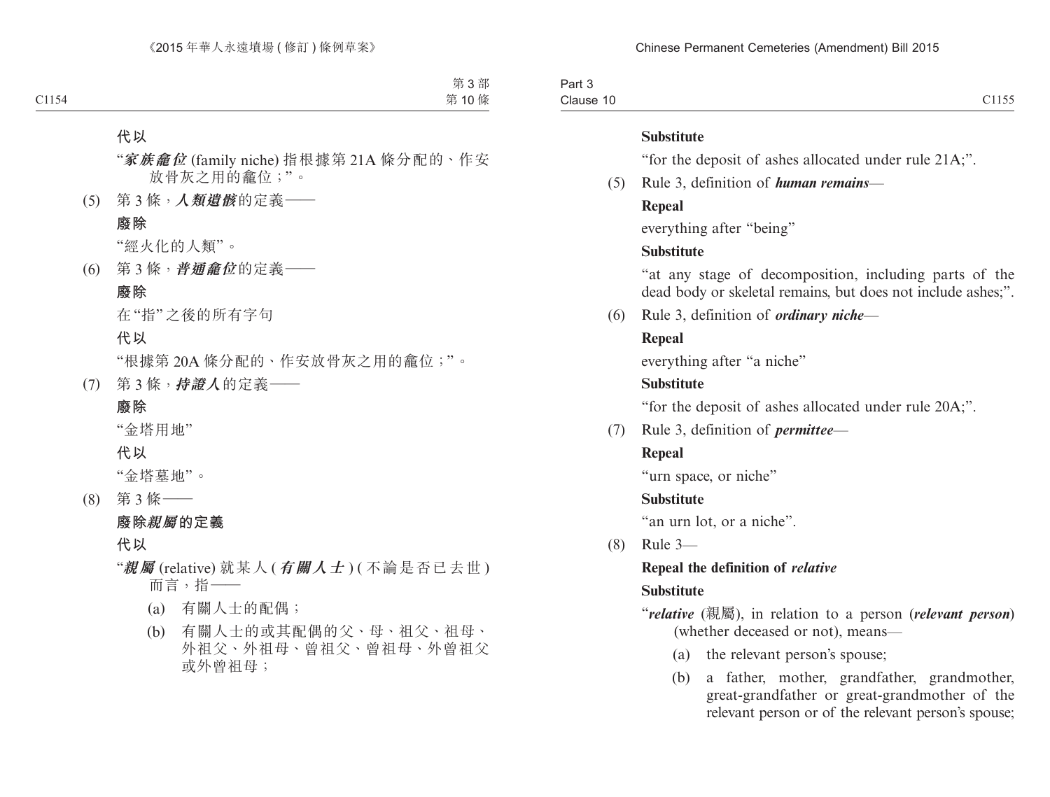**代以**

"***家族龕位*** (family niche) 指根據第 21A 條分配的、作安放骨灰之用的龕位；"。

(5) 第 3 條，***人類遺骸***的定義——

**廢除**

"經火化的人類"。

(6) 第 3 條，***普通龕位***的定義——

**廢除**

在"指"之後的所有字句

**代以**

"根據第 20A 條分配的、作安放骨灰之用的龕位；"。

(7) 第 3 條，***持證人***的定義——

**廢除**

"金塔用地"

**代以**

"金塔墓地"。

(8) 第 3 條——

**廢除*親屬*的定義**

**代以**

"***親屬*** (relative) 就某人 (***有關人士***) (不論是否已去世) 而言，指——

(a) 有關人士的配偶；

(b) 有關人士的或其配偶的父、母、祖父、祖母、外祖父、外祖母、曾祖父、曾祖母、外曾祖父或外曾祖母；

**Substitute**

"for the deposit of ashes allocated under rule 21A;".

(5) Rule 3, definition of ***human remains***—

**Repeal**

everything after "being"

**Substitute**

"at any stage of decomposition, including parts of the dead body or skeletal remains, but does not include ashes;".

(6) Rule 3, definition of ***ordinary niche***—

**Repeal**

everything after "a niche"

**Substitute**

"for the deposit of ashes allocated under rule 20A;".

(7) Rule 3, definition of ***permittee***—

**Repeal**

"urn space, or niche"

**Substitute**

"an urn lot, or a niche".

(8) Rule 3—

**Repeal the definition of *relative***

**Substitute**

"***relative*** (親屬), in relation to a person (***relevant person***) (whether deceased or not), means—

(a) the relevant person's spouse;

(b) a father, mother, grandfather, grandmother, great-grandfather or great-grandmother of the relevant person or of the relevant person's spouse;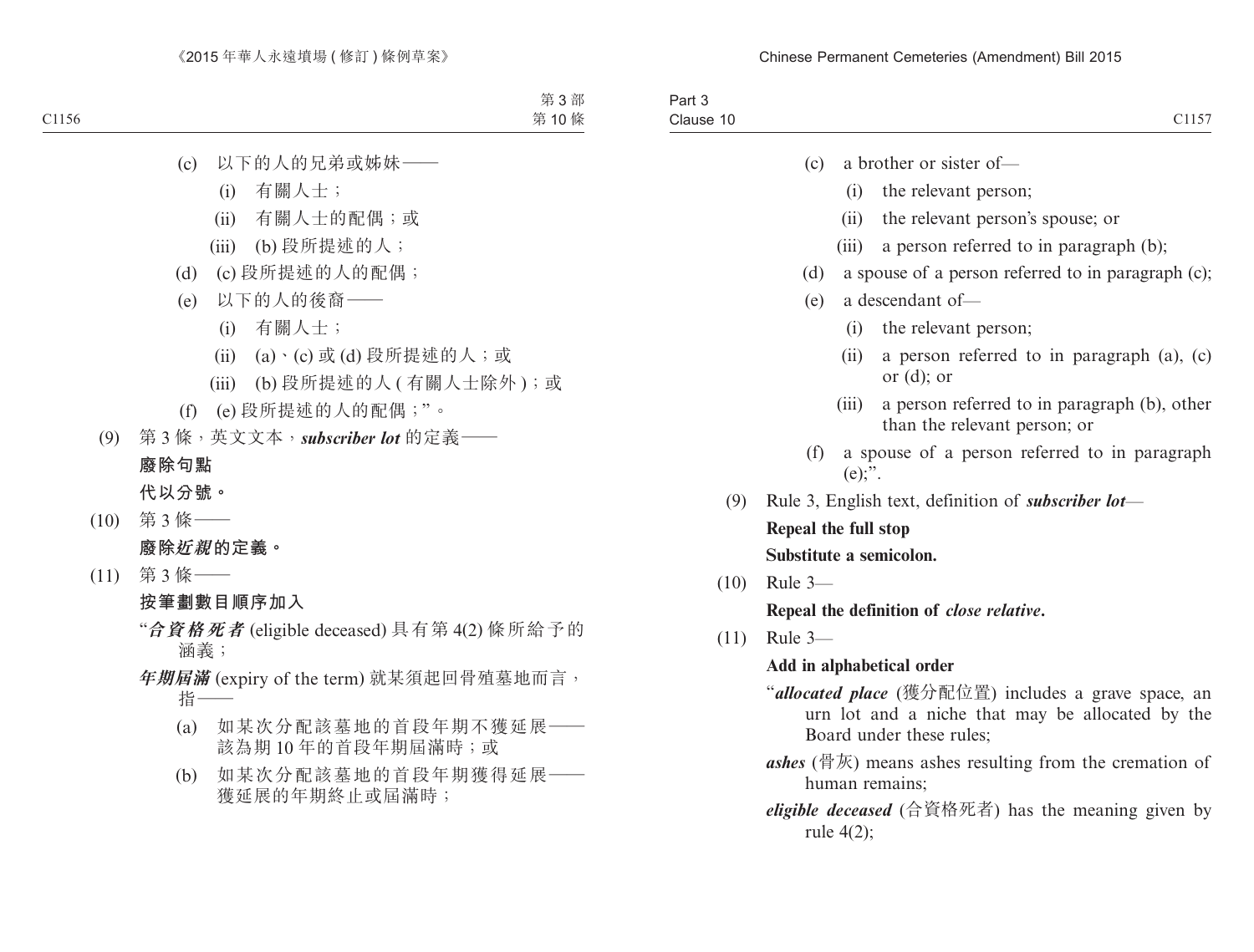(c) 以下的人的兄弟或姊妹——

(i) 有關人士；

(ii) 有關人士的配偶；或

(iii) (b) 段所提述的人；

(d) (c) 段所提述的人的配偶；

(e) 以下的人的後裔——

(i) 有關人士；

(ii) (a)、(c) 或 (d) 段所提述的人；或

(iii) (b) 段所提述的人 ( 有關人士除外 )；或

(f) (e) 段所提述的人的配偶；”。

(9) 第 3 條，英文文本，***subscriber lot*** 的定義——

**廢除句點**

**代以分號。**

(10) 第 3 條——

**廢除*近親*的定義。**

(11) 第 3 條——

**按筆劃數目順序加入**

“***合資格死者*** (eligible deceased) 具有第 4(2) 條所給予的涵義；

***年期屆滿*** (expiry of the term) 就某須起回骨殖墓地而言，指——

(a) 如某次分配該墓地的首段年期不獲延展——該為期 10 年的首段年期屆滿時；或

(b) 如某次分配該墓地的首段年期獲得延展——獲延展的年期終止或屆滿時；

(c) a brother or sister of—

(i) the relevant person;

(ii) the relevant person’s spouse; or

(iii) a person referred to in paragraph (b);

(d) a spouse of a person referred to in paragraph (c);

(e) a descendant of—

(i) the relevant person;

(ii) a person referred to in paragraph (a), (c) or (d); or

(iii) a person referred to in paragraph (b), other than the relevant person; or

(f) a spouse of a person referred to in paragraph (e);”.

(9) Rule 3, English text, definition of ***subscriber lot***—

**Repeal the full stop**

**Substitute a semicolon.**

(10) Rule 3—

**Repeal the definition of *close relative*.**

(11) Rule 3—

**Add in alphabetical order**

“***allocated place*** (獲分配位置) includes a grave space, an urn lot and a niche that may be allocated by the Board under these rules;

***ashes*** (骨灰) means ashes resulting from the cremation of human remains;

***eligible deceased*** (合資格死者) has the meaning given by rule 4(2);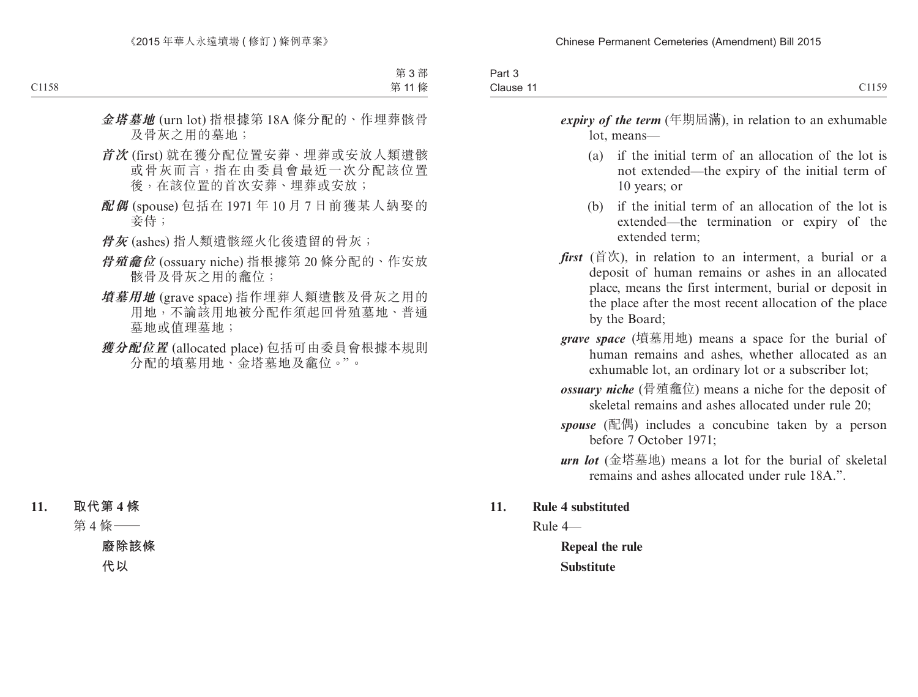***金塔墓地*** (urn lot) 指根據第 18A 條分配的、作埋葬骸骨及骨灰之用的墓地；

***首次*** (first) 就在獲分配位置安葬、埋葬或安放人類遺骸或骨灰而言，指在由委員會最近一次分配該位置後，在該位置的首次安葬、埋葬或安放；

***配偶*** (spouse) 包括在 1971 年 10 月 7 日前獲某人納娶的妾侍；

***骨灰*** (ashes) 指人類遺骸經火化後遺留的骨灰；

***骨殖龕位*** (ossuary niche) 指根據第 20 條分配的、作安放骸骨及骨灰之用的龕位；

***墳墓用地*** (grave space) 指作埋葬人類遺骸及骨灰之用的用地，不論該用地被分配作須起回骨殖墓地、普通墓地或值理墓地；

***獲分配位置*** (allocated place) 包括可由委員會根據本規則分配的墳墓用地、金塔墓地及龕位。”。

**11. 取代第 4 條**

第 4 條——

**廢除該條**

**代以**

***expiry of the term*** (年期屆滿), in relation to an exhumable lot, means—

(a) if the initial term of an allocation of the lot is not extended—the expiry of the initial term of 10 years; or

(b) if the initial term of an allocation of the lot is extended—the termination or expiry of the extended term;

***first*** (首次), in relation to an interment, a burial or a deposit of human remains or ashes in an allocated place, means the first interment, burial or deposit in the place after the most recent allocation of the place by the Board;

***grave space*** (墳墓用地) means a space for the burial of human remains and ashes, whether allocated as an exhumable lot, an ordinary lot or a subscriber lot;

***ossuary niche*** (骨殖龕位) means a niche for the deposit of skeletal remains and ashes allocated under rule 20;

***spouse*** (配偶) includes a concubine taken by a person before 7 October 1971;

***urn lot*** (金塔墓地) means a lot for the burial of skeletal remains and ashes allocated under rule 18A.”.

**11. Rule 4 substituted**

Rule 4—

**Repeal the rule**

**Substitute**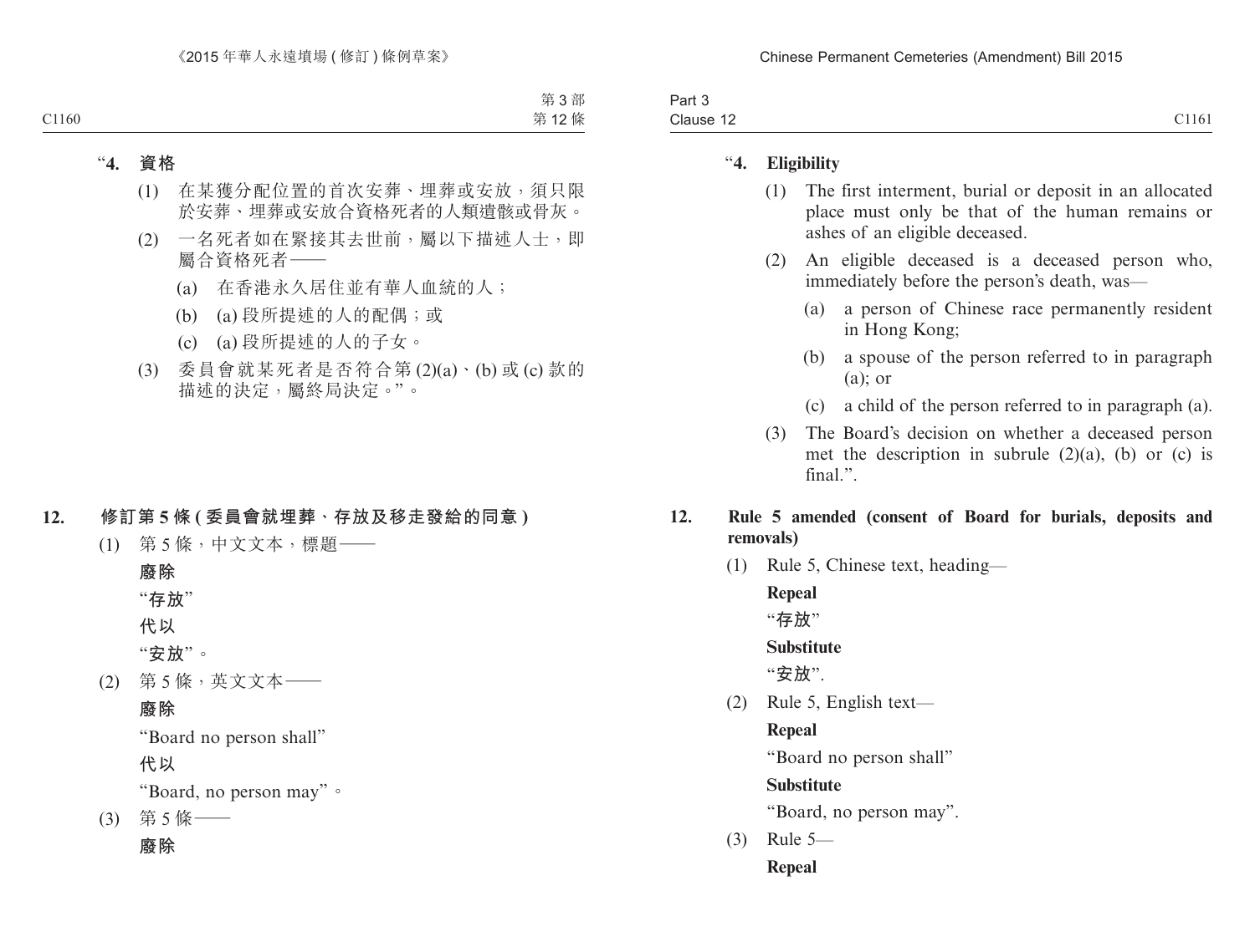“**4. 資格**

(1) 在某獲分配位置的首次安葬、埋葬或安放，須只限於安葬、埋葬或安放合資格死者的人類遺骸或骨灰。

(2) 一名死者如在緊接其去世前，屬以下描述人士，即屬合資格死者——

(a) 在香港永久居住並有華人血統的人；

(b) (a) 段所提述的人的配偶；或

(c) (a) 段所提述的人的子女。

(3) 委員會就某死者是否符合第 (2)(a)、(b) 或 (c) 款的描述的決定，屬終局決定。”。

**12. 修訂第 5 條 (委員會就埋葬、存放及移走發給的同意)**

(1) 第 5 條，中文文本，標題——

**廢除**

“**存放**”

**代以**

“**安放**”。

(2) 第 5 條，英文文本——

**廢除**

“Board no person shall”

**代以**

“Board, no person may”。

(3) 第 5 條——

**廢除**

“**4. Eligibility**

(1) The first interment, burial or deposit in an allocated place must only be that of the human remains or ashes of an eligible deceased.

(2) An eligible deceased is a deceased person who, immediately before the person’s death, was—

(a) a person of Chinese race permanently resident in Hong Kong;

(b) a spouse of the person referred to in paragraph (a); or

(c) a child of the person referred to in paragraph (a).

(3) The Board’s decision on whether a deceased person met the description in subrule (2)(a), (b) or (c) is final.”.

**12. Rule 5 amended (consent of Board for burials, deposits and removals)**

(1) Rule 5, Chinese text, heading—

**Repeal**

“**存放**”

**Substitute**

“**安放**”.

(2) Rule 5, English text—

**Repeal**

“Board no person shall”

**Substitute**

“Board, no person may”.

(3) Rule 5—

**Repeal**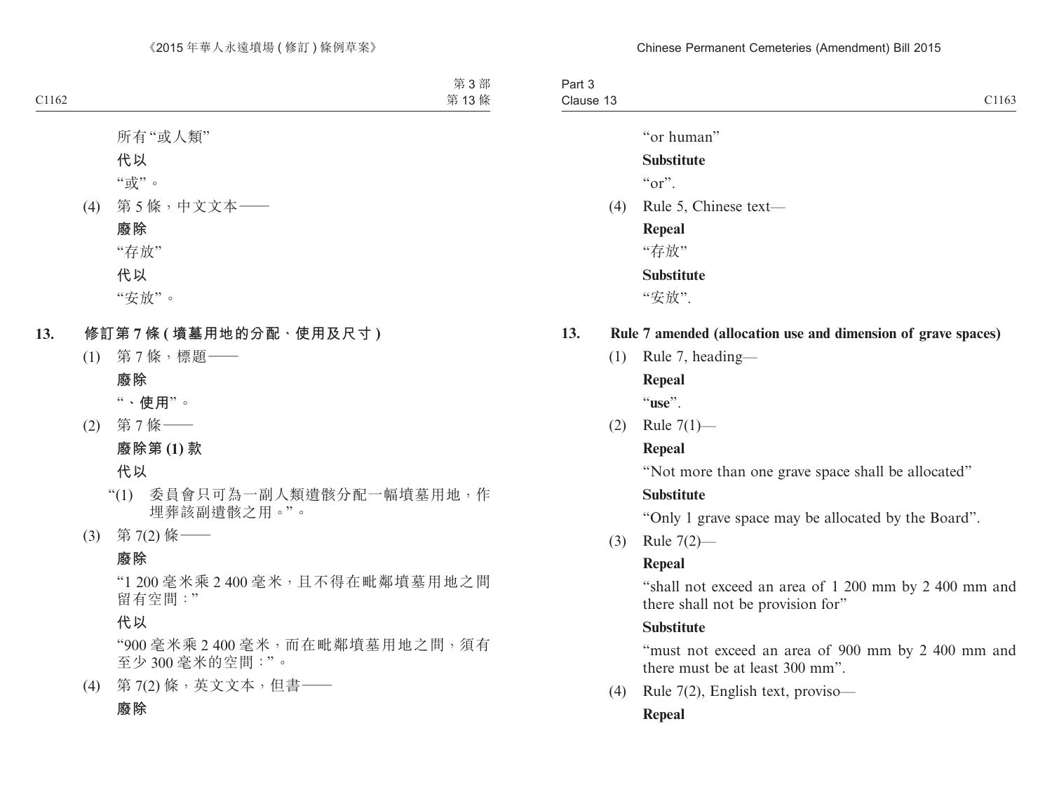所有"或人類"

**代以**

"或"。

(4) 第 5 條，中文文本——

**廢除**

"存放"

**代以**

"安放"。

**13. 修訂第 7 條 (墳墓用地的分配、使用及尺寸)**

(1) 第 7 條，標題——

**廢除**

"**、使用**"。

(2) 第 7 條——

**廢除第 (1) 款**

**代以**

"(1) 委員會只可為一副人類遺骸分配一幅墳墓用地，作埋葬該副遺骸之用。"。

(3) 第 7(2) 條——

**廢除**

"1 200 毫米乘 2 400 毫米，且不得在毗鄰墳墓用地之間留有空間："

**代以**

"900 毫米乘 2 400 毫米，而在毗鄰墳墓用地之間，須有至少 300 毫米的空間："。

(4) 第 7(2) 條，英文文本，但書——

**廢除**

"or human"

**Substitute**

"or".

(4) Rule 5, Chinese text—

**Repeal**

"存放"

**Substitute**

"安放".

**13. Rule 7 amended (allocation use and dimension of grave spaces)**

(1) Rule 7, heading—

**Repeal**

"**use**".

(2) Rule 7(1)—

**Repeal**

"Not more than one grave space shall be allocated"

**Substitute**

"Only 1 grave space may be allocated by the Board".

(3) Rule 7(2)—

**Repeal**

"shall not exceed an area of 1 200 mm by 2 400 mm and there shall not be provision for"

**Substitute**

"must not exceed an area of 900 mm by 2 400 mm and there must be at least 300 mm".

(4) Rule 7(2), English text, proviso—

**Repeal**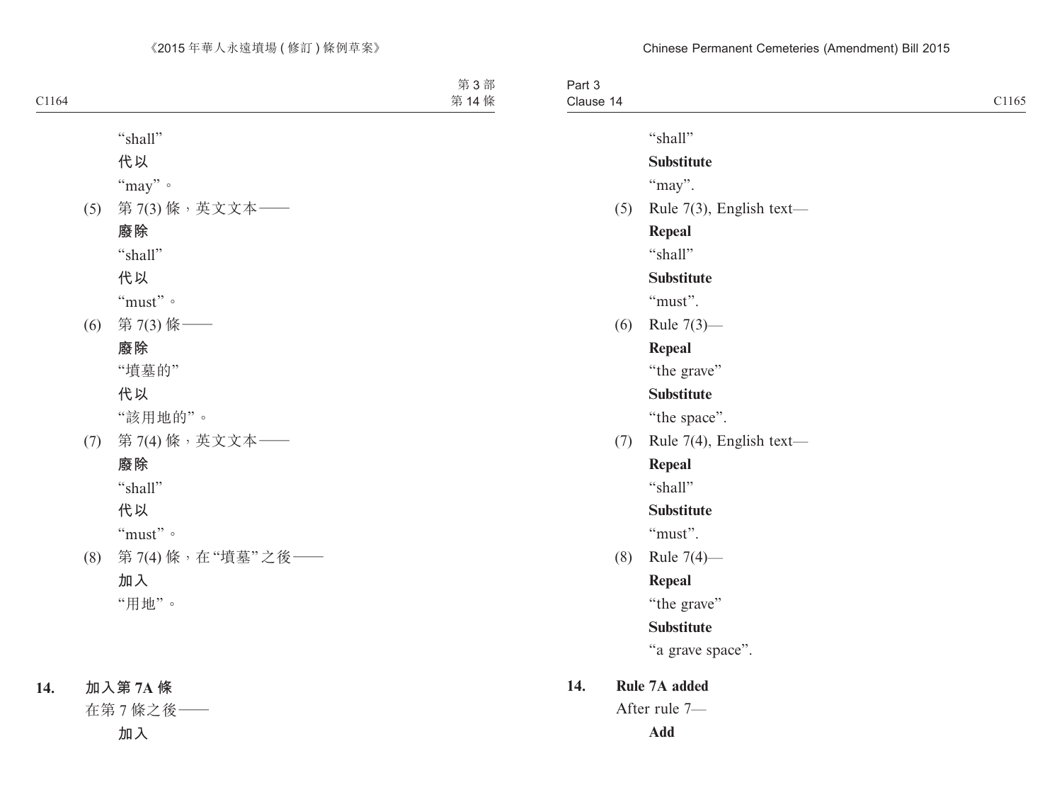"shall"

**代以**

"may"。

(5) 第 7(3) 條，英文文本——

**廢除**

"shall"

**代以**

"must"。

(6) 第 7(3) 條——

**廢除**

"墳墓的"

**代以**

"該用地的"。

(7) 第 7(4) 條，英文文本——

**廢除**

"shall"

**代以**

"must"。

(8) 第 7(4) 條，在"墳墓"之後——

**加入**

"用地"。

**14. 加入第 7A 條**

在第 7 條之後——

**加入**

"shall"

**Substitute**

"may".

(5) Rule 7(3), English text—

**Repeal**

"shall"

**Substitute**

"must".

(6) Rule 7(3)—

**Repeal**

"the grave"

**Substitute**

"the space".

(7) Rule 7(4), English text—

**Repeal**

"shall"

**Substitute**

"must".

(8) Rule 7(4)—

**Repeal**

"the grave"

**Substitute**

"a grave space".

**14. Rule 7A added**

After rule 7—

**Add**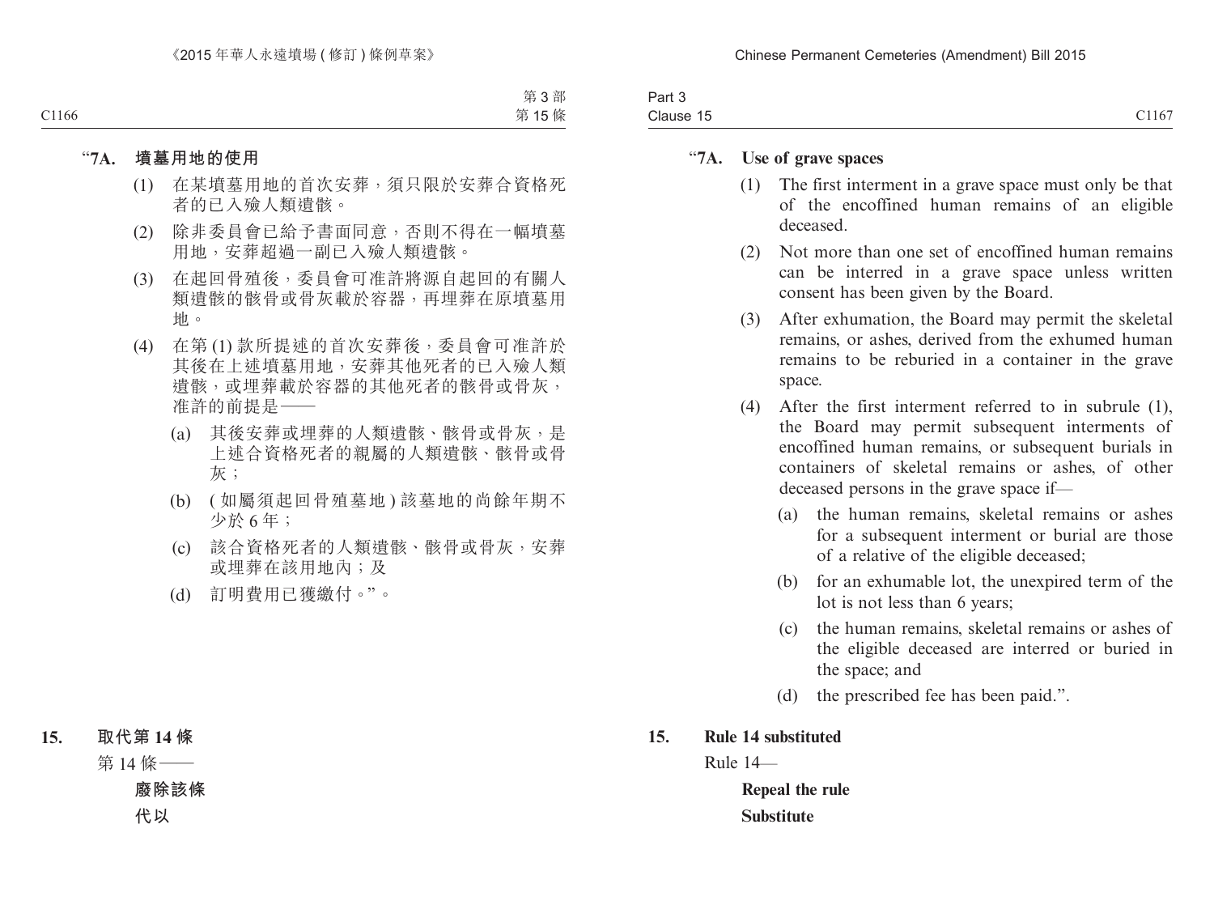“**7A. 墳墓用地的使用**

(1) 在某墳墓用地的首次安葬，須只限於安葬合資格死者的已入殮人類遺骸。

(2) 除非委員會已給予書面同意，否則不得在一幅墳墓用地，安葬超過一副已入殮人類遺骸。

(3) 在起回骨殖後，委員會可准許將源自起回的有關人類遺骸的骸骨或骨灰載於容器，再埋葬在原墳墓用地。

(4) 在第 (1) 款所提述的首次安葬後，委員會可准許於其後在上述墳墓用地，安葬其他死者的已入殮人類遺骸，或埋葬載於容器的其他死者的骸骨或骨灰，准許的前提是——

(a) 其後安葬或埋葬的人類遺骸、骸骨或骨灰，是上述合資格死者的親屬的人類遺骸、骸骨或骨灰；

(b) (如屬須起回骨殖墓地) 該墓地的尚餘年期不少於 6 年；

(c) 該合資格死者的人類遺骸、骸骨或骨灰，安葬或埋葬在該用地內；及

(d) 訂明費用已獲繳付。”。

**15. 取代第 14 條**

第 14 條——

**廢除該條**

**代以**

“**7A. Use of grave spaces**

(1) The first interment in a grave space must only be that of the encoffined human remains of an eligible deceased.

(2) Not more than one set of encoffined human remains can be interred in a grave space unless written consent has been given by the Board.

(3) After exhumation, the Board may permit the skeletal remains, or ashes, derived from the exhumed human remains to be reburied in a container in the grave space.

(4) After the first interment referred to in subrule (1), the Board may permit subsequent interments of encoffined human remains, or subsequent burials in containers of skeletal remains or ashes, of other deceased persons in the grave space if—

(a) the human remains, skeletal remains or ashes for a subsequent interment or burial are those of a relative of the eligible deceased;

(b) for an exhumable lot, the unexpired term of the lot is not less than 6 years;

(c) the human remains, skeletal remains or ashes of the eligible deceased are interred or buried in the space; and

(d) the prescribed fee has been paid.”.

**15. Rule 14 substituted**

Rule 14—

**Repeal the rule**

**Substitute**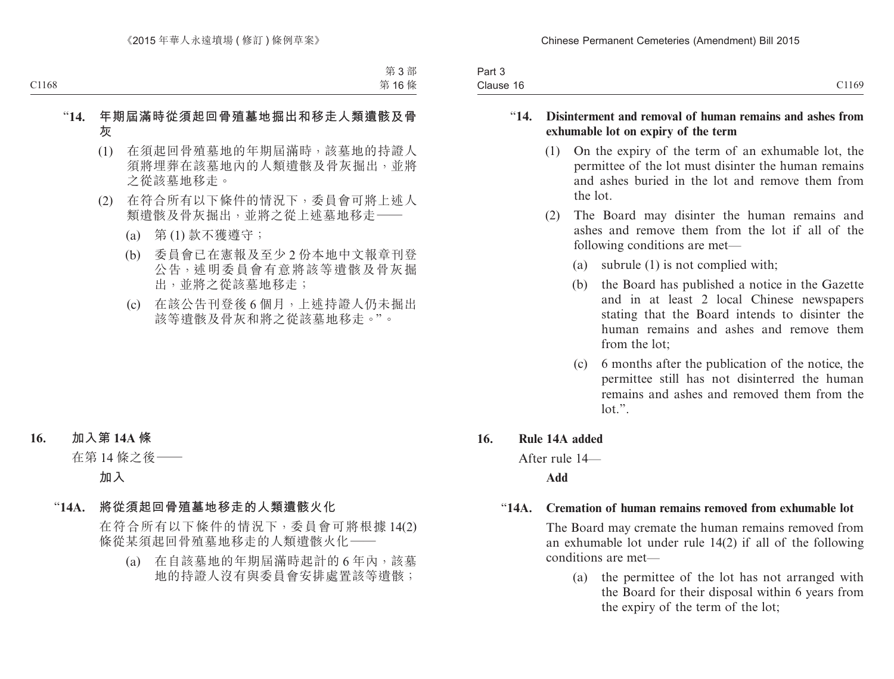“**14. 年期屆滿時從須起回骨殖墓地掘出和移走人類遺骸及骨灰**

(1) 在須起回骨殖墓地的年期屆滿時，該墓地的持證人須將埋葬在該墓地內的人類遺骸及骨灰掘出，並將之從該墓地移走。

(2) 在符合所有以下條件的情況下，委員會可將上述人類遺骸及骨灰掘出，並將之從上述墓地移走——

(a) 第 (1) 款不獲遵守；

(b) 委員會已在憲報及至少 2 份本地中文報章刊登公告，述明委員會有意將該等遺骸及骨灰掘出，並將之從該墓地移走；

(c) 在該公告刊登後 6 個月，上述持證人仍未掘出該等遺骸及骨灰和將之從該墓地移走。”。

**16. 加入第 14A 條**

在第 14 條之後——

**加入**

“**14A. 將從須起回骨殖墓地移走的人類遺骸火化**

在符合所有以下條件的情況下，委員會可將根據 14(2) 條從某須起回骨殖墓地移走的人類遺骸火化——

(a) 在自該墓地的年期屆滿時起計的 6 年內，該墓地的持證人沒有與委員會安排處置該等遺骸；

“**14. Disinterment and removal of human remains and ashes from exhumable lot on expiry of the term**

(1) On the expiry of the term of an exhumable lot, the permittee of the lot must disinter the human remains and ashes buried in the lot and remove them from the lot.

(2) The Board may disinter the human remains and ashes and remove them from the lot if all of the following conditions are met—

(a) subrule (1) is not complied with;

(b) the Board has published a notice in the Gazette and in at least 2 local Chinese newspapers stating that the Board intends to disinter the human remains and ashes and remove them from the lot;

(c) 6 months after the publication of the notice, the permittee still has not disinterred the human remains and ashes and removed them from the lot.”.

**16. Rule 14A added**

After rule 14—

**Add**

“**14A. Cremation of human remains removed from exhumable lot**

The Board may cremate the human remains removed from an exhumable lot under rule 14(2) if all of the following conditions are met—

(a) the permittee of the lot has not arranged with the Board for their disposal within 6 years from the expiry of the term of the lot;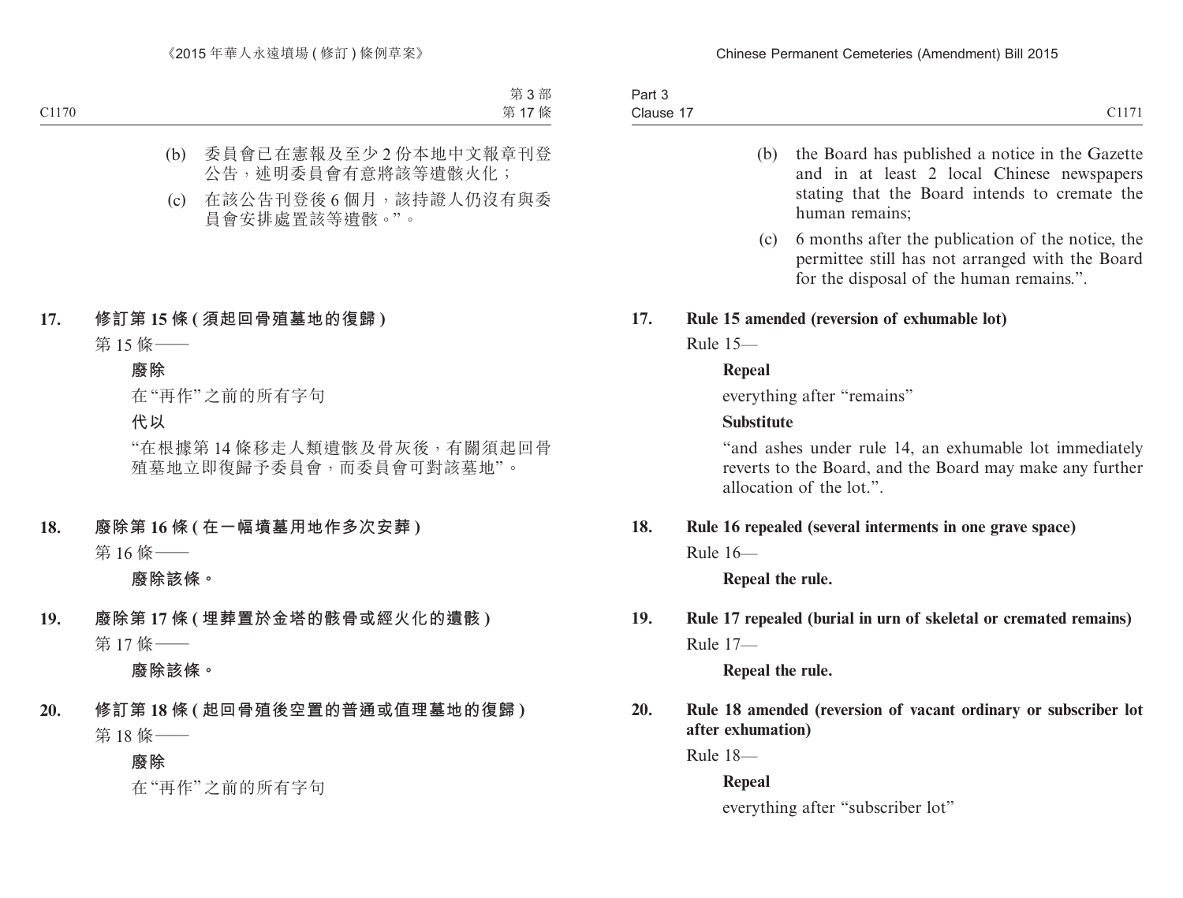(b) 委員會已在憲報及至少 2 份本地中文報章刊登公告，述明委員會有意將該等遺骸火化；

(c) 在該公告刊登後 6 個月，該持證人仍沒有與委員會安排處置該等遺骸。”。

**17. 修訂第 15 條 (須起回骨殖墓地的復歸)**

第 15 條——

**廢除**

在“再作”之前的所有字句

**代以**

“在根據第 14 條移走人類遺骸及骨灰後，有關須起回骨殖墓地立即復歸予委員會，而委員會可對該墓地”。

**18. 廢除第 16 條 (在一幅墳墓用地作多次安葬)**

第 16 條——

**廢除該條。**

**19. 廢除第 17 條 (埋葬置於金塔的骸骨或經火化的遺骸)**

第 17 條——

**廢除該條。**

**20. 修訂第 18 條 (起回骨殖後空置的普通或值理墓地的復歸)**

第 18 條——

**廢除**

在“再作”之前的所有字句

(b) the Board has published a notice in the Gazette and in at least 2 local Chinese newspapers stating that the Board intends to cremate the human remains;

(c) 6 months after the publication of the notice, the permittee still has not arranged with the Board for the disposal of the human remains.”.

**17. Rule 15 amended (reversion of exhumable lot)**

Rule 15—

**Repeal**

everything after “remains”

**Substitute**

“and ashes under rule 14, an exhumable lot immediately reverts to the Board, and the Board may make any further allocation of the lot.”.

**18. Rule 16 repealed (several interments in one grave space)**

Rule 16—

**Repeal the rule.**

**19. Rule 17 repealed (burial in urn of skeletal or cremated remains)**

Rule 17—

**Repeal the rule.**

**20. Rule 18 amended (reversion of vacant ordinary or subscriber lot after exhumation)**

Rule 18—

**Repeal**

everything after “subscriber lot”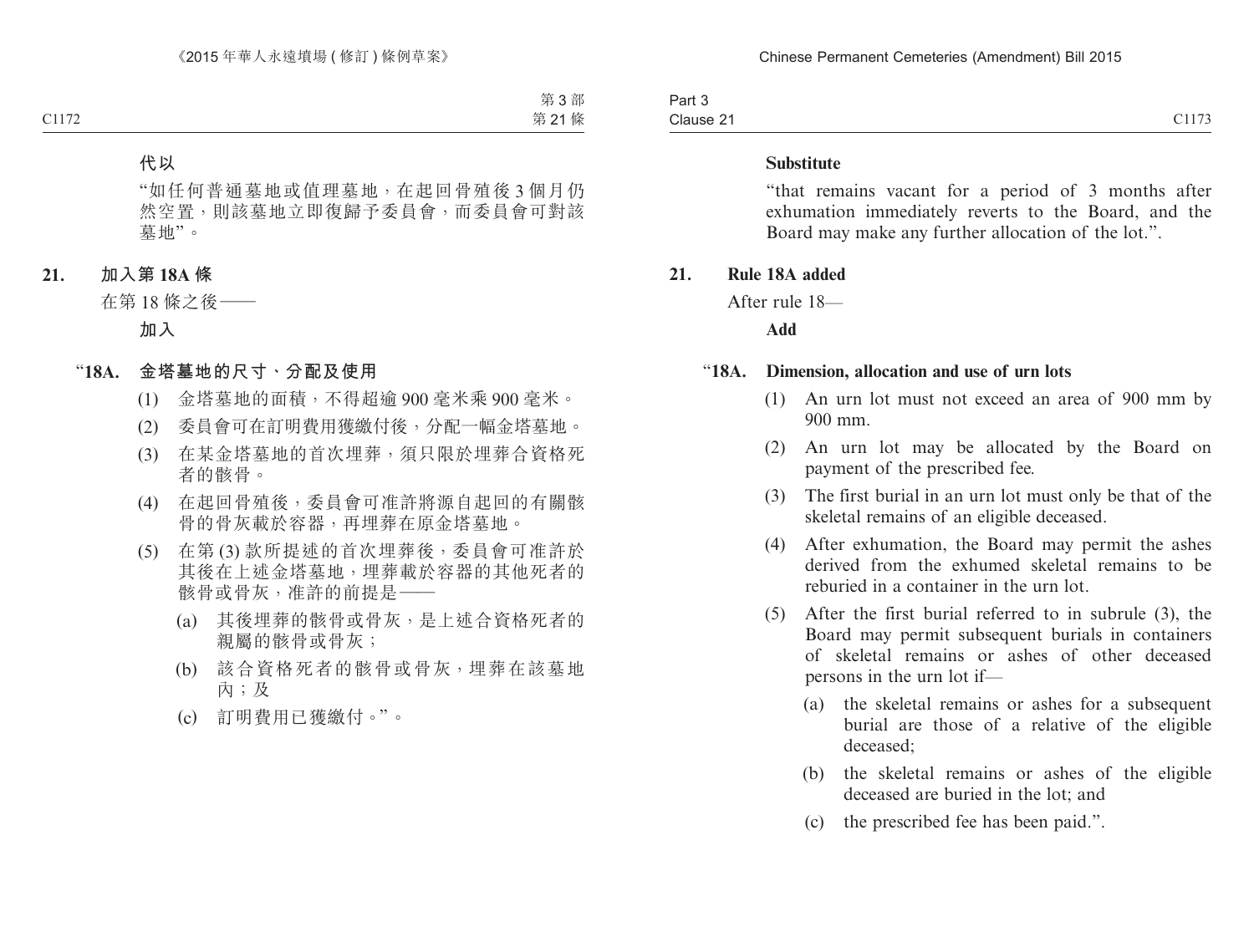代以

"如任何普通墓地或值理墓地，在起回骨殖後 3 個月仍然空置，則該墓地立即復歸予委員會，而委員會可對該墓地"。

## 21. 加入第 18A 條

在第 18 條之後——

加入

**"18A. 金塔墓地的尺寸、分配及使用**

(1) 金塔墓地的面積，不得超逾 900 毫米乘 900 毫米。

(2) 委員會可在訂明費用獲繳付後，分配一幅金塔墓地。

(3) 在某金塔墓地的首次埋葬，須只限於埋葬合資格死者的骸骨。

(4) 在起回骨殖後，委員會可准許將源自起回的有關骸骨的骨灰載於容器，再埋葬在原金塔墓地。

(5) 在第 (3) 款所提述的首次埋葬後，委員會可准許於其後在上述金塔墓地，埋葬載於容器的其他死者的骸骨或骨灰，准許的前提是——

(a) 其後埋葬的骸骨或骨灰，是上述合資格死者的親屬的骸骨或骨灰；

(b) 該合資格死者的骸骨或骨灰，埋葬在該墓地內；及

(c) 訂明費用已獲繳付。"。

**Substitute**

"that remains vacant for a period of 3 months after exhumation immediately reverts to the Board, and the Board may make any further allocation of the lot.".

## 21. Rule 18A added

After rule 18—

**Add**

**"18A. Dimension, allocation and use of urn lots**

(1) An urn lot must not exceed an area of 900 mm by 900 mm.

(2) An urn lot may be allocated by the Board on payment of the prescribed fee.

(3) The first burial in an urn lot must only be that of the skeletal remains of an eligible deceased.

(4) After exhumation, the Board may permit the ashes derived from the exhumed skeletal remains to be reburied in a container in the urn lot.

(5) After the first burial referred to in subrule (3), the Board may permit subsequent burials in containers of skeletal remains or ashes of other deceased persons in the urn lot if—

(a) the skeletal remains or ashes for a subsequent burial are those of a relative of the eligible deceased;

(b) the skeletal remains or ashes of the eligible deceased are buried in the lot; and

(c) the prescribed fee has been paid.".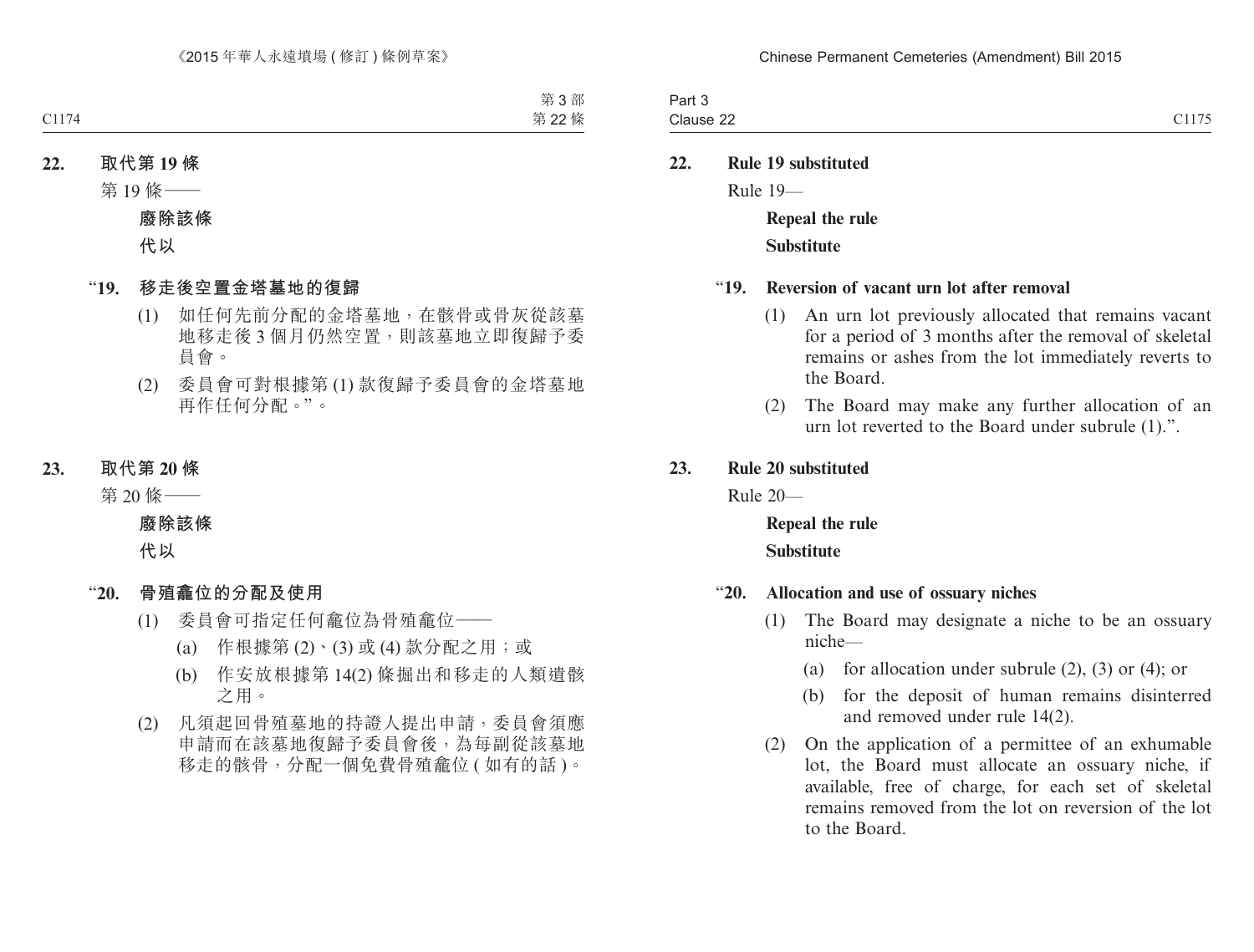**22. 取代第 19 條**

第 19 條——

**廢除該條**

**代以**

“**19. 移走後空置金塔墓地的復歸**

(1) 如任何先前分配的金塔墓地，在骸骨或骨灰從該墓地移走後 3 個月仍然空置，則該墓地立即復歸予委員會。

(2) 委員會可對根據第 (1) 款復歸予委員會的金塔墓地再作任何分配。”。

**23. 取代第 20 條**

第 20 條——

**廢除該條**

**代以**

“**20. 骨殖龕位的分配及使用**

(1) 委員會可指定任何龕位為骨殖龕位——

(a) 作根據第 (2)、(3) 或 (4) 款分配之用；或

(b) 作安放根據第 14(2) 條掘出和移走的人類遺骸之用。

(2) 凡須起回骨殖墓地的持證人提出申請，委員會須應申請而在該墓地復歸予委員會後，為每副從該墓地移走的骸骨，分配一個免費骨殖龕位 (如有的話)。

**22. Rule 19 substituted**

Rule 19—

**Repeal the rule**

**Substitute**

“**19. Reversion of vacant urn lot after removal**

(1) An urn lot previously allocated that remains vacant for a period of 3 months after the removal of skeletal remains or ashes from the lot immediately reverts to the Board.

(2) The Board may make any further allocation of an urn lot reverted to the Board under subrule (1).”.

**23. Rule 20 substituted**

Rule 20—

**Repeal the rule**

**Substitute**

“**20. Allocation and use of ossuary niches**

(1) The Board may designate a niche to be an ossuary niche—

(a) for allocation under subrule (2), (3) or (4); or

(b) for the deposit of human remains disinterred and removed under rule 14(2).

(2) On the application of a permittee of an exhumable lot, the Board must allocate an ossuary niche, if available, free of charge, for each set of skeletal remains removed from the lot on reversion of the lot to the Board.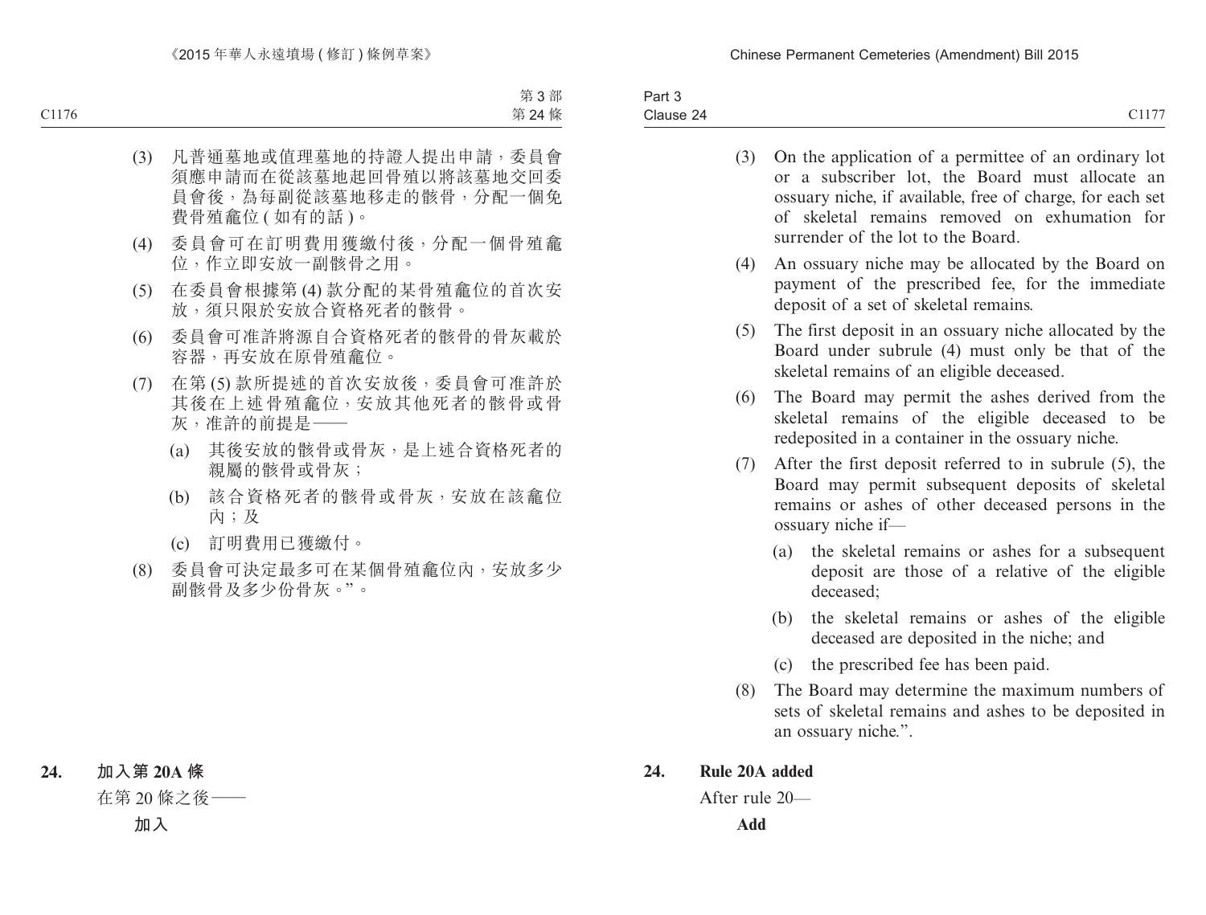(3) 凡普通墓地或值理墓地的持證人提出申請，委員會須應申請而在從該墓地起回骨殖以將該墓地交回委員會後，為每副從該墓地移走的骸骨，分配一個免費骨殖龕位 (如有的話)。

(4) 委員會可在訂明費用獲繳付後，分配一個骨殖龕位，作立即安放一副骸骨之用。

(5) 在委員會根據第 (4) 款分配的某骨殖龕位的首次安放，須只限於安放合資格死者的骸骨。

(6) 委員會可准許將源自合資格死者的骸骨的骨灰載於容器，再安放在原骨殖龕位。

(7) 在第 (5) 款所提述的首次安放後，委員會可准許於其後在上述骨殖龕位，安放其他死者的骸骨或骨灰，准許的前提是——

(a) 其後安放的骸骨或骨灰，是上述合資格死者的親屬的骸骨或骨灰；

(b) 該合資格死者的骸骨或骨灰，安放在該龕位內；及

(c) 訂明費用已獲繳付。

(8) 委員會可決定最多可在某個骨殖龕位內，安放多少副骸骨及多少份骨灰。”。

**24. 加入第 20A 條**

在第 20 條之後——

**加入**

(3) On the application of a permittee of an ordinary lot or a subscriber lot, the Board must allocate an ossuary niche, if available, free of charge, for each set of skeletal remains removed on exhumation for surrender of the lot to the Board.

(4) An ossuary niche may be allocated by the Board on payment of the prescribed fee, for the immediate deposit of a set of skeletal remains.

(5) The first deposit in an ossuary niche allocated by the Board under subrule (4) must only be that of the skeletal remains of an eligible deceased.

(6) The Board may permit the ashes derived from the skeletal remains of the eligible deceased to be redeposited in a container in the ossuary niche.

(7) After the first deposit referred to in subrule (5), the Board may permit subsequent deposits of skeletal remains or ashes of other deceased persons in the ossuary niche if—

(a) the skeletal remains or ashes for a subsequent deposit are those of a relative of the eligible deceased;

(b) the skeletal remains or ashes of the eligible deceased are deposited in the niche; and

(c) the prescribed fee has been paid.

(8) The Board may determine the maximum numbers of sets of skeletal remains and ashes to be deposited in an ossuary niche.”.

**24. Rule 20A added**

After rule 20—

**Add**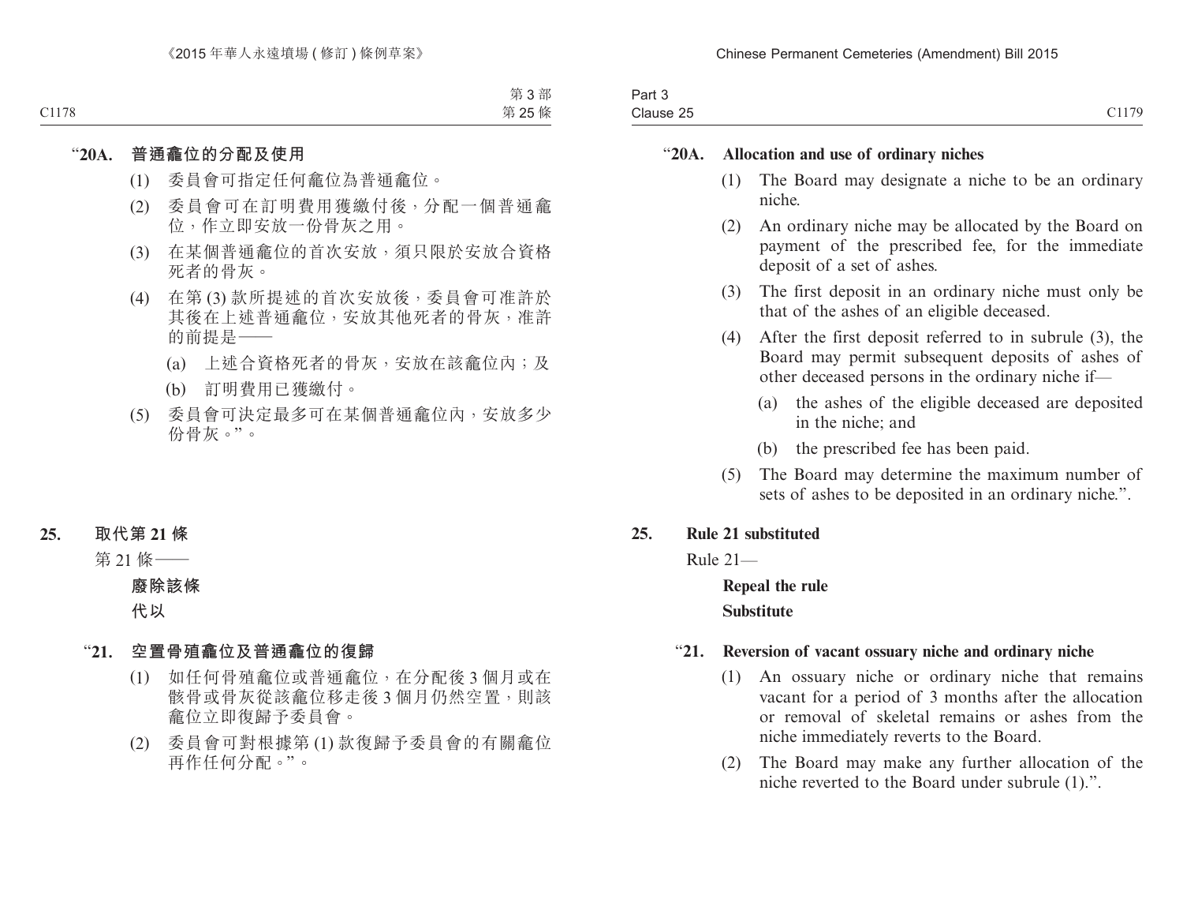"**20A.** **普通龕位的分配及使用**

(1) 委員會可指定任何龕位為普通龕位。

(2) 委員會可在訂明費用獲繳付後，分配一個普通龕位，作立即安放一份骨灰之用。

(3) 在某個普通龕位的首次安放，須只限於安放合資格死者的骨灰。

(4) 在第 (3) 款所提述的首次安放後，委員會可准許於其後在上述普通龕位，安放其他死者的骨灰，准許的前提是——

(a) 上述合資格死者的骨灰，安放在該龕位內；及

(b) 訂明費用已獲繳付。

(5) 委員會可決定最多可在某個普通龕位內，安放多少份骨灰。"。

## 25. 取代第 21 條

第 21 條——

**廢除該條**

**代以**

"**21.** **空置骨殖龕位及普通龕位的復歸**

(1) 如任何骨殖龕位或普通龕位，在分配後 3 個月或在骸骨或骨灰從該龕位移走後 3 個月仍然空置，則該龕位立即復歸予委員會。

(2) 委員會可對根據第 (1) 款復歸予委員會的有關龕位再作任何分配。"。

"**20A.** **Allocation and use of ordinary niches**

(1) The Board may designate a niche to be an ordinary niche.

(2) An ordinary niche may be allocated by the Board on payment of the prescribed fee, for the immediate deposit of a set of ashes.

(3) The first deposit in an ordinary niche must only be that of the ashes of an eligible deceased.

(4) After the first deposit referred to in subrule (3), the Board may permit subsequent deposits of ashes of other deceased persons in the ordinary niche if—

(a) the ashes of the eligible deceased are deposited in the niche; and

(b) the prescribed fee has been paid.

(5) The Board may determine the maximum number of sets of ashes to be deposited in an ordinary niche.".

## 25. Rule 21 substituted

Rule 21—

**Repeal the rule**

**Substitute**

"**21.** **Reversion of vacant ossuary niche and ordinary niche**

(1) An ossuary niche or ordinary niche that remains vacant for a period of 3 months after the allocation or removal of skeletal remains or ashes from the niche immediately reverts to the Board.

(2) The Board may make any further allocation of the niche reverted to the Board under subrule (1).".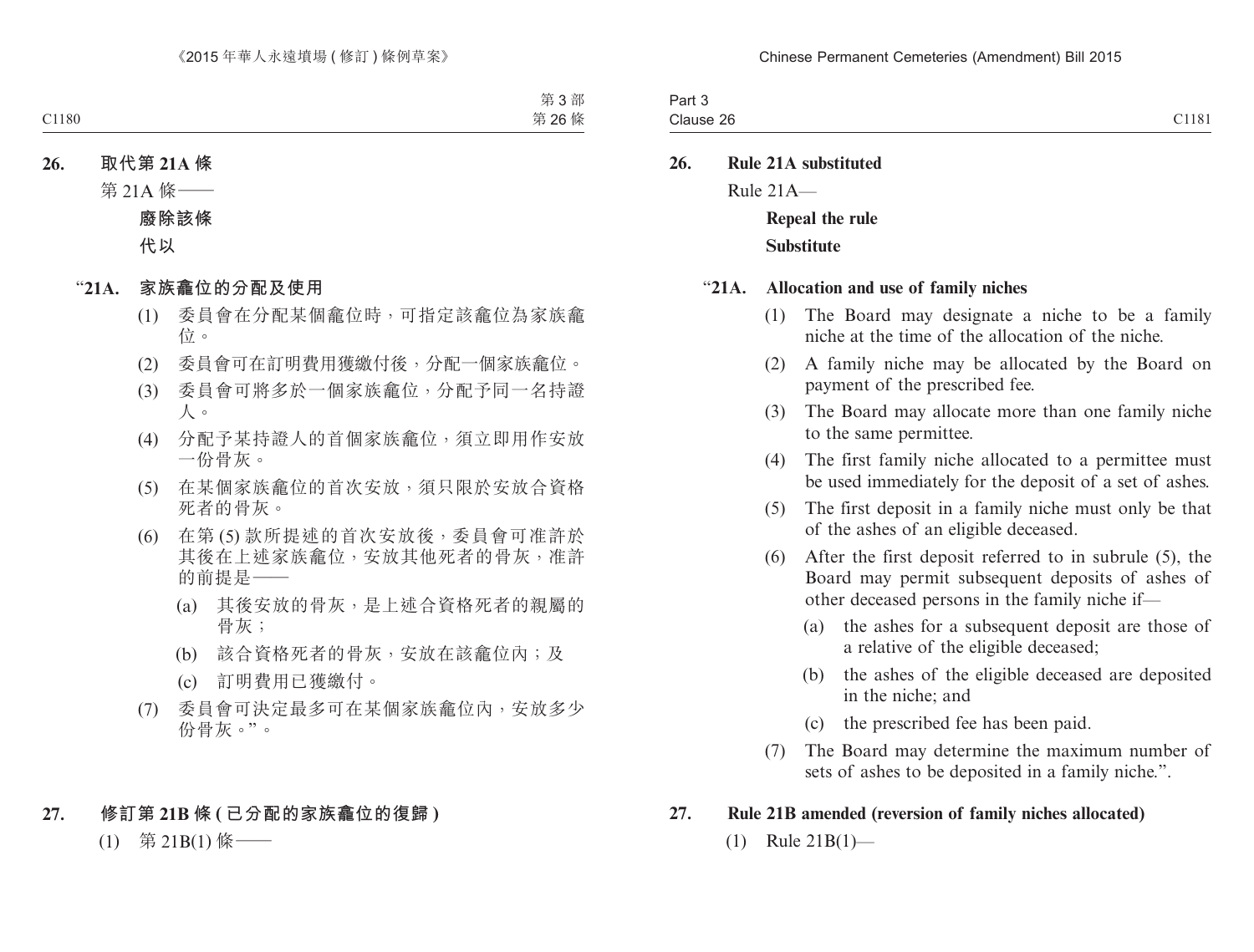**26. 取代第 21A 條**

第 21A 條——

**廢除該條**

**代以**

“**21A. 家族龕位的分配及使用**

(1) 委員會在分配某個龕位時，可指定該龕位為家族龕位。

(2) 委員會可在訂明費用獲繳付後，分配一個家族龕位。

(3) 委員會可將多於一個家族龕位，分配予同一名持證人。

(4) 分配予某持證人的首個家族龕位，須立即用作安放一份骨灰。

(5) 在某個家族龕位的首次安放，須只限於安放合資格死者的骨灰。

(6) 在第 (5) 款所提述的首次安放後，委員會可准許於其後在上述家族龕位，安放其他死者的骨灰，准許的前提是——

(a) 其後安放的骨灰，是上述合資格死者的親屬的骨灰；

(b) 該合資格死者的骨灰，安放在該龕位內；及

(c) 訂明費用已獲繳付。

(7) 委員會可決定最多可在某個家族龕位內，安放多少份骨灰。”。

**27. 修訂第 21B 條 (已分配的家族龕位的復歸)**

(1) 第 21B(1) 條——

**26. Rule 21A substituted**

Rule 21A—

**Repeal the rule**

**Substitute**

“**21A. Allocation and use of family niches**

(1) The Board may designate a niche to be a family niche at the time of the allocation of the niche.

(2) A family niche may be allocated by the Board on payment of the prescribed fee.

(3) The Board may allocate more than one family niche to the same permittee.

(4) The first family niche allocated to a permittee must be used immediately for the deposit of a set of ashes.

(5) The first deposit in a family niche must only be that of the ashes of an eligible deceased.

(6) After the first deposit referred to in subrule (5), the Board may permit subsequent deposits of ashes of other deceased persons in the family niche if—

(a) the ashes for a subsequent deposit are those of a relative of the eligible deceased;

(b) the ashes of the eligible deceased are deposited in the niche; and

(c) the prescribed fee has been paid.

(7) The Board may determine the maximum number of sets of ashes to be deposited in a family niche.”.

**27. Rule 21B amended (reversion of family niches allocated)**

(1) Rule 21B(1)—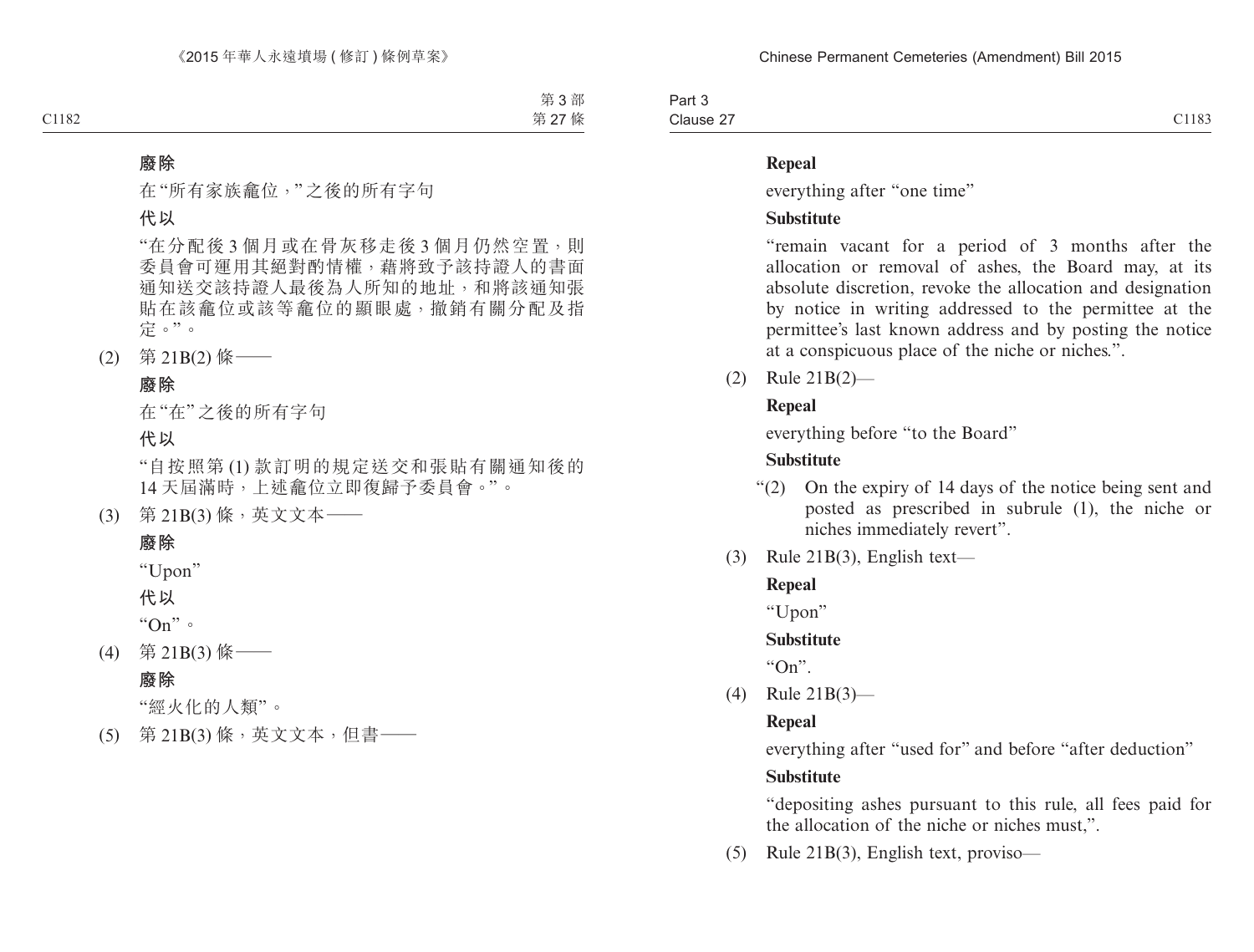**廢除**

在"所有家族龕位，"之後的所有字句

**代以**

"在分配後 3 個月或在骨灰移走後 3 個月仍然空置，則委員會可運用其絕對酌情權，藉將致予該持證人的書面通知送交該持證人最後為人所知的地址，和將該通知張貼在該龕位或該等龕位的顯眼處，撤銷有關分配及指定。"。

(2) 第 21B(2) 條——

**廢除**

在"在"之後的所有字句

**代以**

"自按照第 (1) 款訂明的規定送交和張貼有關通知後的 14 天屆滿時，上述龕位立即復歸予委員會。"。

(3) 第 21B(3) 條，英文文本——

**廢除**

"Upon"

**代以**

"On"。

(4) 第 21B(3) 條——

**廢除**

"經火化的人類"。

(5) 第 21B(3) 條，英文文本，但書——

**Repeal**

everything after "one time"

**Substitute**

"remain vacant for a period of 3 months after the allocation or removal of ashes, the Board may, at its absolute discretion, revoke the allocation and designation by notice in writing addressed to the permittee at the permittee's last known address and by posting the notice at a conspicuous place of the niche or niches.".

(2) Rule 21B(2)—

**Repeal**

everything before "to the Board"

**Substitute**

"(2) On the expiry of 14 days of the notice being sent and posted as prescribed in subrule (1), the niche or niches immediately revert".

(3) Rule 21B(3), English text—

**Repeal**

"Upon"

**Substitute**

"On".

(4) Rule 21B(3)—

**Repeal**

everything after "used for" and before "after deduction"

**Substitute**

"depositing ashes pursuant to this rule, all fees paid for the allocation of the niche or niches must,".

(5) Rule 21B(3), English text, proviso—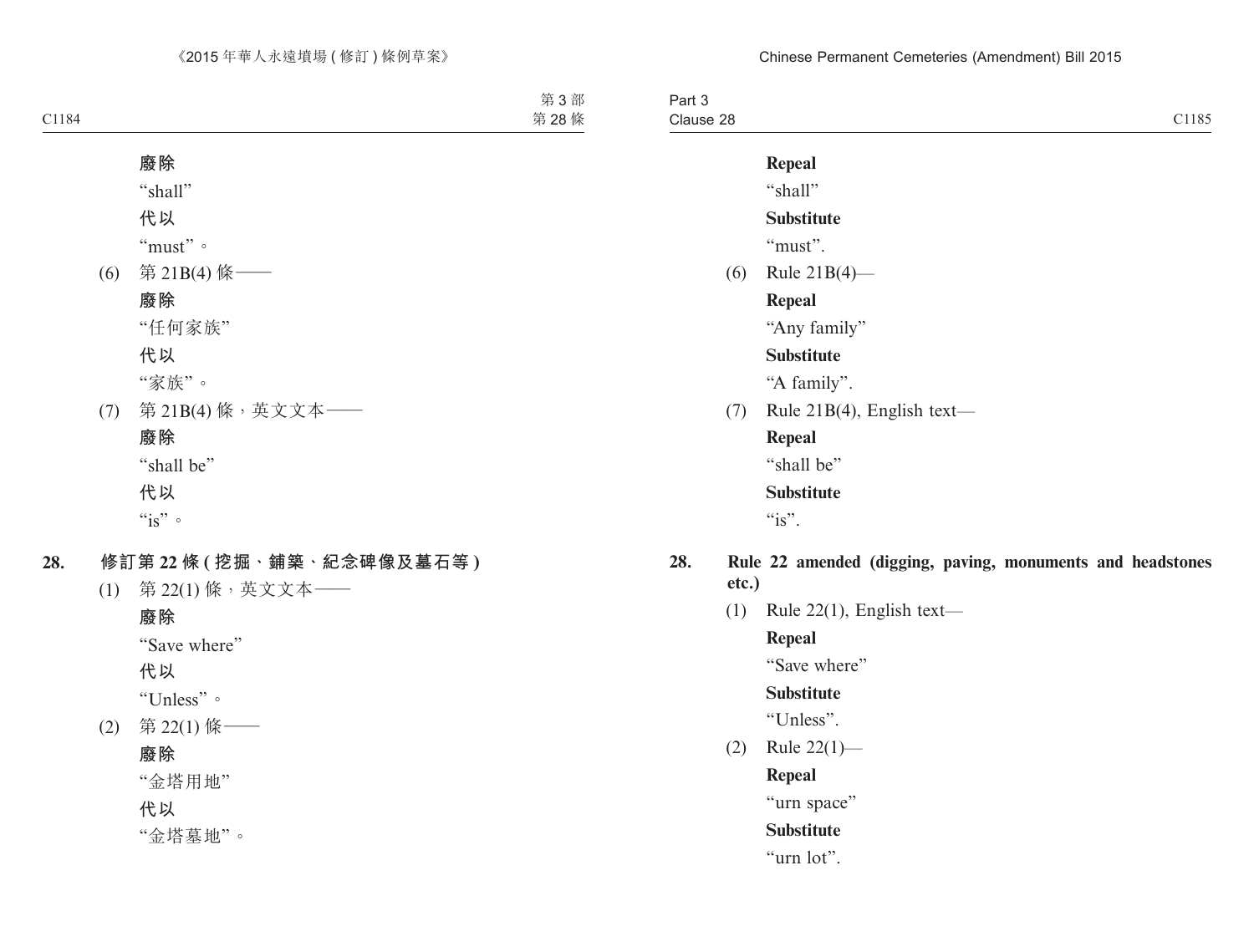廢除

"shall"

代以

"must"。

(6) 第 21B(4) 條——

廢除

"任何家族"

代以

"家族"。

(7) 第 21B(4) 條，英文文本——

廢除

"shall be"

代以

"is"。

**28. 修訂第 22 條 (挖掘、鋪築、紀念碑像及墓石等)**

(1) 第 22(1) 條，英文文本——

廢除

"Save where"

代以

"Unless"。

(2) 第 22(1) 條——

廢除

"金塔用地"

代以

"金塔墓地"。

**Repeal**

"shall"

**Substitute**

"must".

(6) Rule 21B(4)—

**Repeal**

"Any family"

**Substitute**

"A family".

(7) Rule 21B(4), English text—

**Repeal**

"shall be"

**Substitute**

"is".

**28. Rule 22 amended (digging, paving, monuments and headstones etc.)**

(1) Rule 22(1), English text—

**Repeal**

"Save where"

**Substitute**

"Unless".

(2) Rule 22(1)—

**Repeal**

"urn space"

**Substitute**

"urn lot".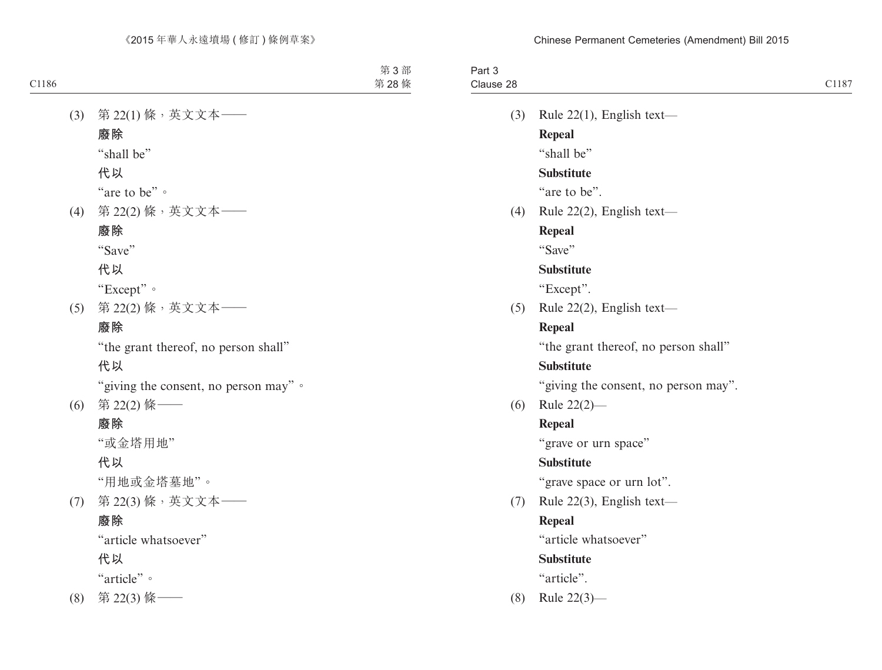(3) 第 22(1) 條，英文文本——

**廢除**

“shall be”

**代以**

“are to be”。

(4) 第 22(2) 條，英文文本——

**廢除**

“Save”

**代以**

“Except”。

(5) 第 22(2) 條，英文文本——

**廢除**

“the grant thereof, no person shall”

**代以**

“giving the consent, no person may”。

(6) 第 22(2) 條——

**廢除**

“或金塔用地”

**代以**

“用地或金塔墓地”。

(7) 第 22(3) 條，英文文本——

**廢除**

“article whatsoever”

**代以**

“article”。

(8) 第 22(3) 條——

(3) Rule 22(1), English text—

**Repeal**

“shall be”

**Substitute**

“are to be”.

(4) Rule 22(2), English text—

**Repeal**

“Save”

**Substitute**

“Except”.

(5) Rule 22(2), English text—

**Repeal**

“the grant thereof, no person shall”

**Substitute**

“giving the consent, no person may”.

(6) Rule 22(2)—

**Repeal**

“grave or urn space”

**Substitute**

“grave space or urn lot”.

(7) Rule 22(3), English text—

**Repeal**

“article whatsoever”

**Substitute**

“article”.

(8) Rule 22(3)—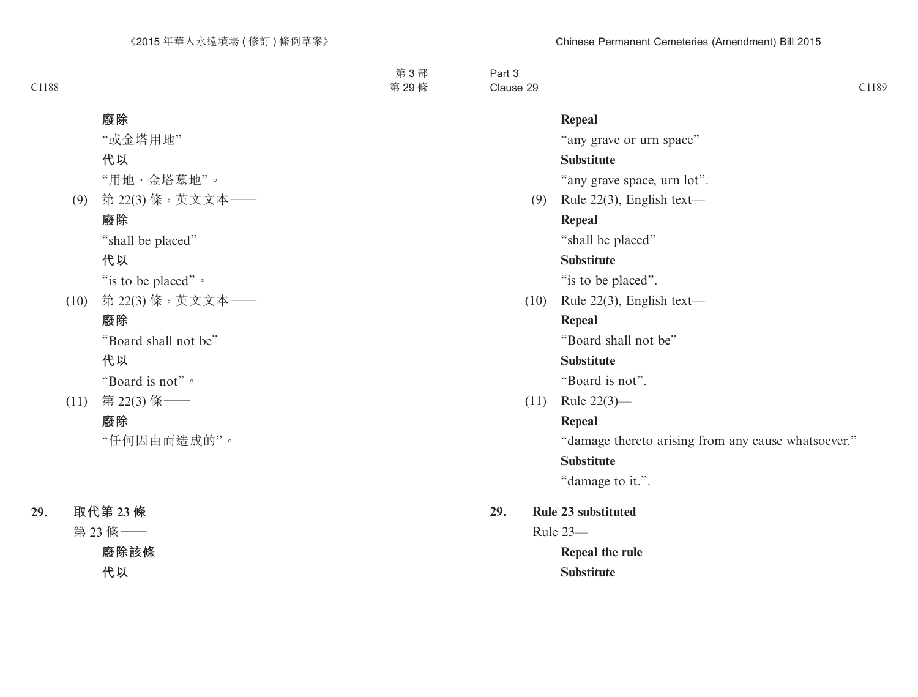**廢除**

"或金塔用地"

**代以**

"用地、金塔墓地"。

(9) 第 22(3) 條，英文文本——

**廢除**

"shall be placed"

**代以**

"is to be placed"。

(10) 第 22(3) 條，英文文本——

**廢除**

"Board shall not be"

**代以**

"Board is not"。

(11) 第 22(3) 條——

**廢除**

"任何因由而造成的"。

**29. 取代第 23 條**

第 23 條——

**廢除該條**

**代以**

**Repeal**

"any grave or urn space"

**Substitute**

"any grave space, urn lot".

(9) Rule 22(3), English text—

**Repeal**

"shall be placed"

**Substitute**

"is to be placed".

(10) Rule 22(3), English text—

**Repeal**

"Board shall not be"

**Substitute**

"Board is not".

(11) Rule 22(3)—

**Repeal**

"damage thereto arising from any cause whatsoever."

**Substitute**

"damage to it.".

**29. Rule 23 substituted**

Rule 23—

**Repeal the rule**

**Substitute**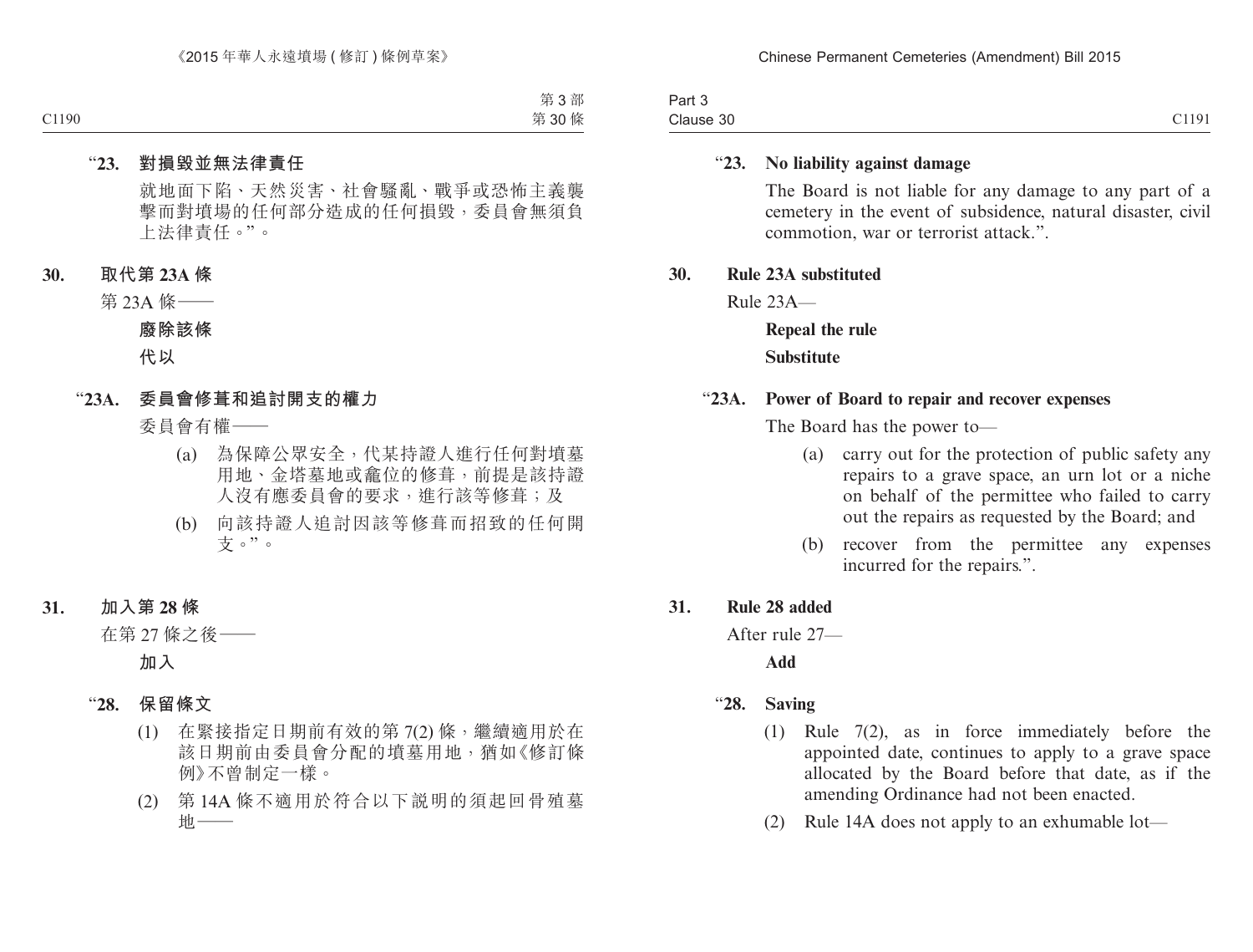**“23. 對損毀並無法律責任**

就地面下陷、天然災害、社會騷亂、戰爭或恐怖主義襲擊而對墳場的任何部分造成的任何損毀，委員會無須負上法律責任。”。

**30. 取代第 23A 條**

第 23A 條——

**廢除該條**

**代以**

**“23A. 委員會修葺和追討開支的權力**

委員會有權——

(a) 為保障公眾安全，代某持證人進行任何對墳墓用地、金塔墓地或龕位的修葺，前提是該持證人沒有應委員會的要求，進行該等修葺；及

(b) 向該持證人追討因該等修葺而招致的任何開支。”。

**31. 加入第 28 條**

在第 27 條之後——

**加入**

**“28. 保留條文**

(1) 在緊接指定日期前有效的第 7(2) 條，繼續適用於在該日期前由委員會分配的墳墓用地，猶如《修訂條例》不曾制定一樣。

(2) 第 14A 條不適用於符合以下說明的須起回骨殖墓地——

---

**“23. No liability against damage**

The Board is not liable for any damage to any part of a cemetery in the event of subsidence, natural disaster, civil commotion, war or terrorist attack.”.

**30. Rule 23A substituted**

Rule 23A—

**Repeal the rule**

**Substitute**

**“23A. Power of Board to repair and recover expenses**

The Board has the power to—

(a) carry out for the protection of public safety any repairs to a grave space, an urn lot or a niche on behalf of the permittee who failed to carry out the repairs as requested by the Board; and

(b) recover from the permittee any expenses incurred for the repairs.”.

**31. Rule 28 added**

After rule 27—

**Add**

**“28. Saving**

(1) Rule 7(2), as in force immediately before the appointed date, continues to apply to a grave space allocated by the Board before that date, as if the amending Ordinance had not been enacted.

(2) Rule 14A does not apply to an exhumable lot—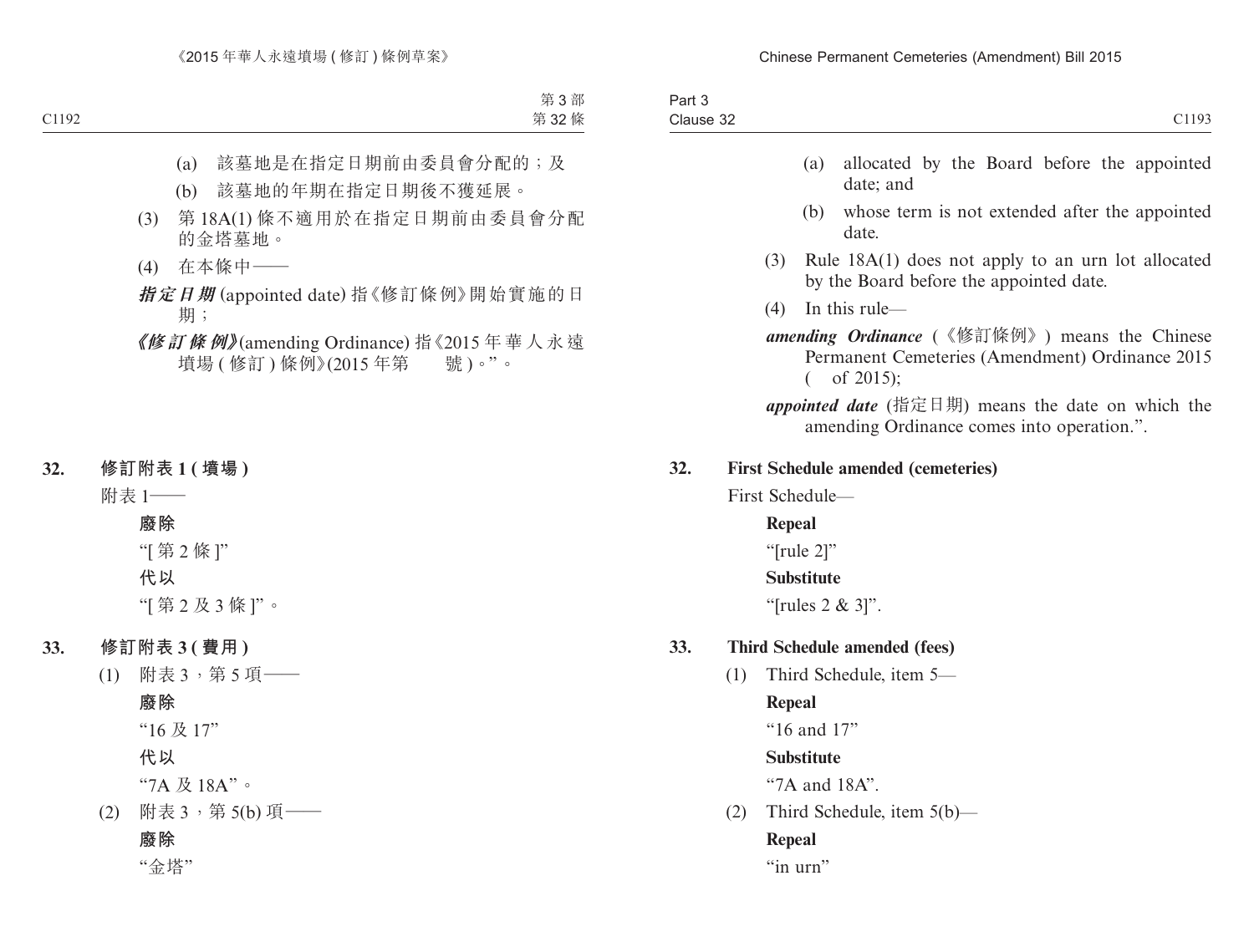(a) 該墓地是在指定日期前由委員會分配的；及

(b) 該墓地的年期在指定日期後不獲延展。

(3) 第 18A(1) 條不適用於在指定日期前由委員會分配的金塔墓地。

(4) 在本條中——

***指定日期*** (appointed date) 指《修訂條例》開始實施的日期；

***《修訂條例》***(amending Ordinance) 指《2015 年華人永遠墳場 ( 修訂 ) 條例》(2015 年第　　號 )。”。

**32. 修訂附表 1 ( 墳場 )**

附表 1——

**廢除**

“[ 第 2 條 ]”

**代以**

“[ 第 2 及 3 條 ]”。

**33. 修訂附表 3 ( 費用 )**

(1) 附表 3，第 5 項——

**廢除**

“16 及 17”

**代以**

“7A 及 18A”。

(2) 附表 3，第 5(b) 項——

**廢除**

“金塔”

---

(a) allocated by the Board before the appointed date; and

(b) whose term is not extended after the appointed date.

(3) Rule 18A(1) does not apply to an urn lot allocated by the Board before the appointed date.

(4) In this rule—

***amending Ordinance*** (《修訂條例》) means the Chinese Permanent Cemeteries (Amendment) Ordinance 2015 (　of 2015);

***appointed date*** (指定日期) means the date on which the amending Ordinance comes into operation.”.

**32. First Schedule amended (cemeteries)**

First Schedule—

**Repeal**

“[rule 2]”

**Substitute**

“[rules 2 & 3]”.

**33. Third Schedule amended (fees)**

(1) Third Schedule, item 5—

**Repeal**

“16 and 17”

**Substitute**

“7A and 18A”.

(2) Third Schedule, item 5(b)—

**Repeal**

“in urn”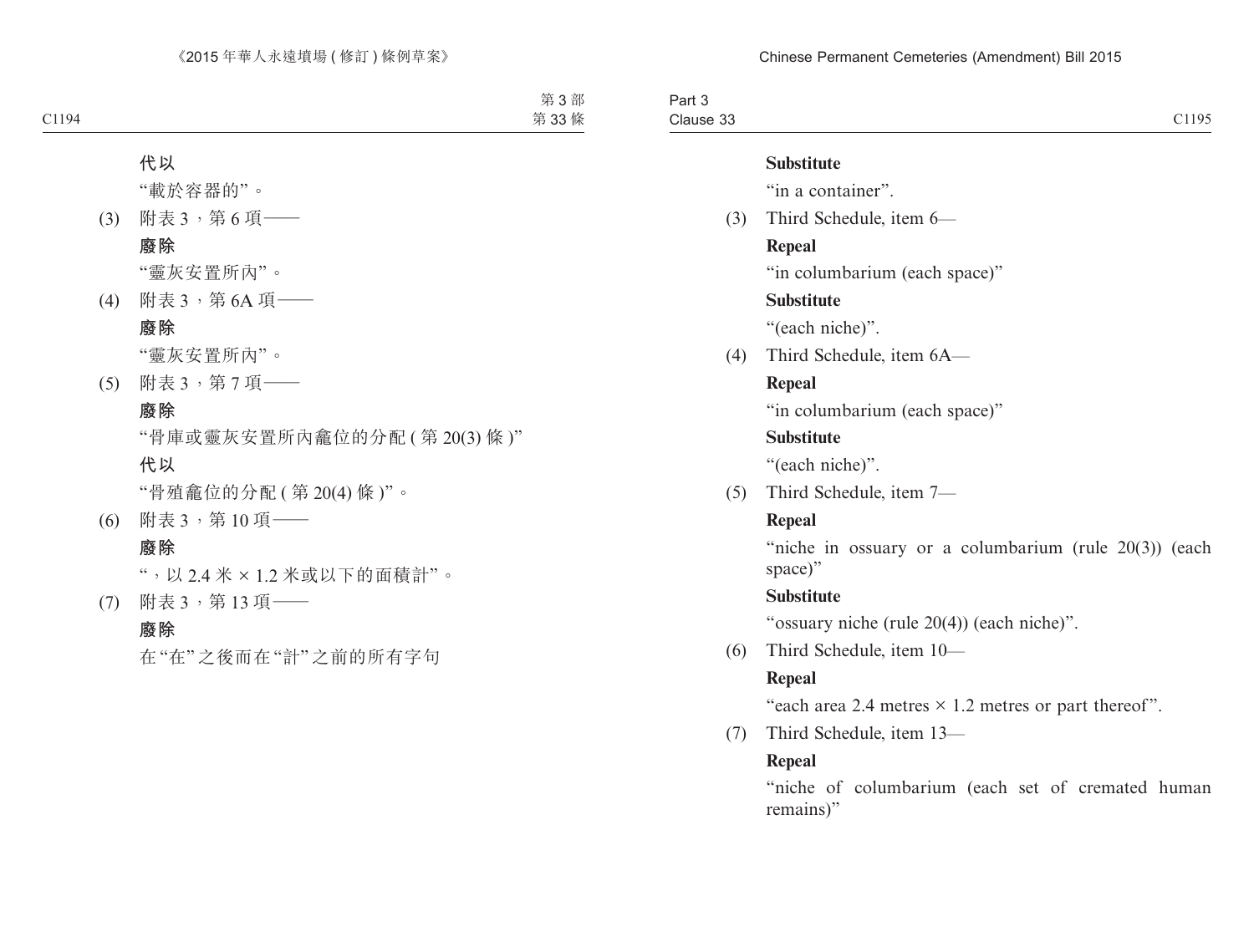**代以**

"載於容器的"。

(3) 附表 3，第 6 項——

**廢除**

"靈灰安置所內"。

(4) 附表 3，第 6A 項——

**廢除**

"靈灰安置所內"。

(5) 附表 3，第 7 項——

**廢除**

"骨庫或靈灰安置所內龕位的分配 ( 第 20(3) 條 )"

**代以**

"骨殖龕位的分配 ( 第 20(4) 條 )"。

(6) 附表 3，第 10 項——

**廢除**

"，以 2.4 米 × 1.2 米或以下的面積計"。

(7) 附表 3，第 13 項——

**廢除**

在 "在" 之後而在 "計" 之前的所有字句

**Substitute**

"in a container".

(3) Third Schedule, item 6—

**Repeal**

"in columbarium (each space)"

**Substitute**

"(each niche)".

(4) Third Schedule, item 6A—

**Repeal**

"in columbarium (each space)"

**Substitute**

"(each niche)".

(5) Third Schedule, item 7—

**Repeal**

"niche in ossuary or a columbarium (rule 20(3)) (each space)"

**Substitute**

"ossuary niche (rule 20(4)) (each niche)".

(6) Third Schedule, item 10—

**Repeal**

"each area 2.4 metres × 1.2 metres or part thereof".

(7) Third Schedule, item 13—

**Repeal**

"niche of columbarium (each set of cremated human remains)"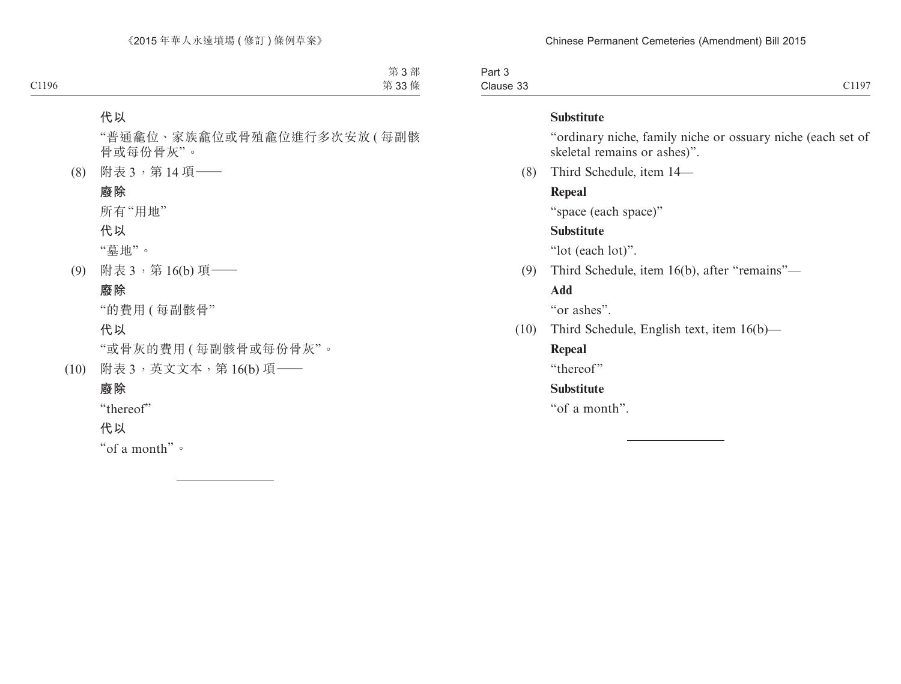**代以**

“普通龕位、家族龕位或骨殖龕位進行多次安放 (每副骸骨或每份骨灰”。

(8) 附表 3，第 14 項——

**廢除**

所有“用地”

**代以**

“墓地”。

(9) 附表 3，第 16(b) 項——

**廢除**

“的費用 (每副骸骨”

**代以**

“或骨灰的費用 (每副骸骨或每份骨灰”。

(10) 附表 3，英文文本，第 16(b) 項——

**廢除**

“thereof”

**代以**

“of a month”。

---

**Substitute**

“ordinary niche, family niche or ossuary niche (each set of skeletal remains or ashes)”.

(8) Third Schedule, item 14—

**Repeal**

“space (each space)”

**Substitute**

“lot (each lot)”.

(9) Third Schedule, item 16(b), after “remains”—

**Add**

“or ashes”.

(10) Third Schedule, English text, item 16(b)—

**Repeal**

“thereof”

**Substitute**

“of a month”.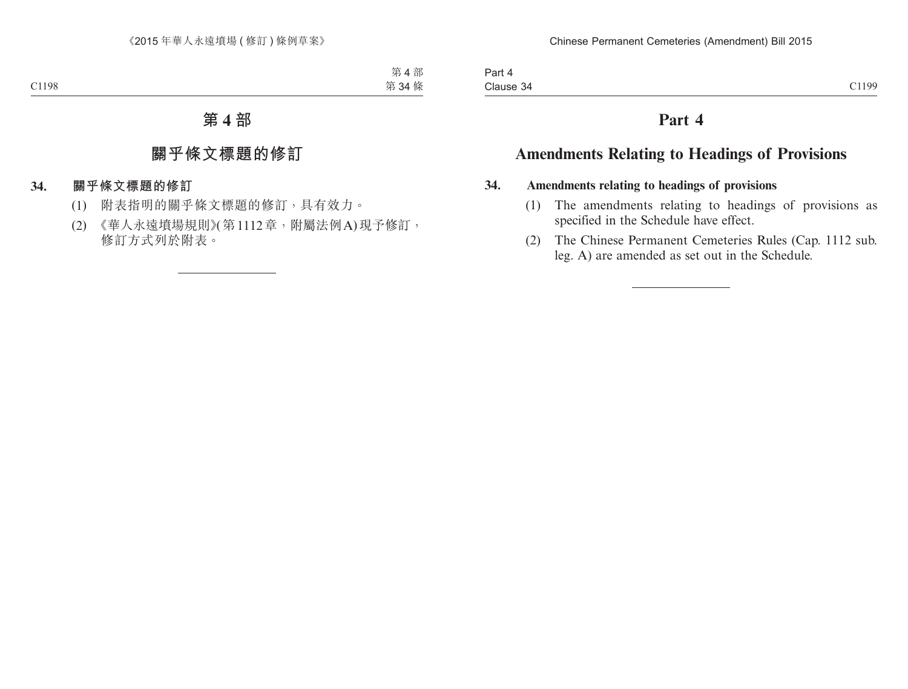# 第 4 部

## 關乎條文標題的修訂

**34. 關乎條文標題的修訂**

(1) 附表指明的關乎條文標題的修訂，具有效力。

(2) 《華人永遠墳場規則》(第1112章，附屬法例A) 現予修訂，修訂方式列於附表。

---

# Part 4

## Amendments Relating to Headings of Provisions

**34. Amendments relating to headings of provisions**

(1) The amendments relating to headings of provisions as specified in the Schedule have effect.

(2) The Chinese Permanent Cemeteries Rules (Cap. 1112 sub. leg. A) are amended as set out in the Schedule.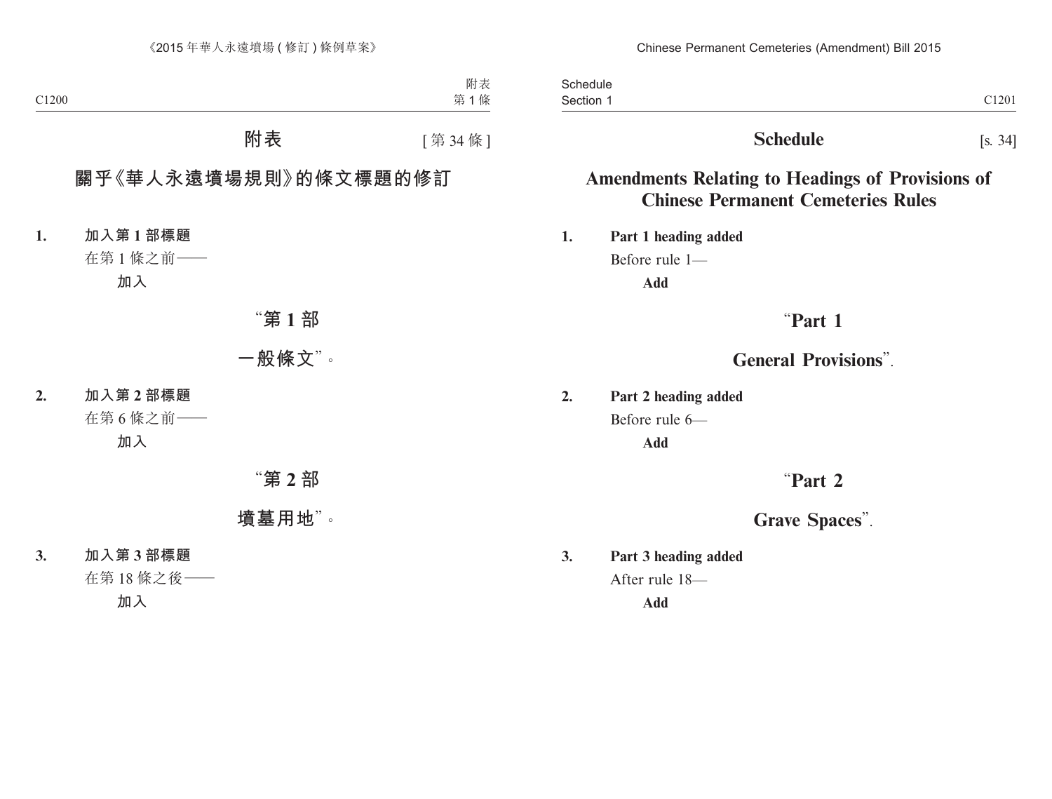# 附表 [第 34 條]

## 關乎《華人永遠墳場規則》的條文標題的修訂

**1. 加入第 1 部標題**

在第 1 條之前——

**加入**

“**第 1 部**

**一般條文**”。

**2. 加入第 2 部標題**

在第 6 條之前——

**加入**

“**第 2 部**

**墳墓用地**”。

**3. 加入第 3 部標題**

在第 18 條之後——

**加入**

# Schedule [s. 34]

## Amendments Relating to Headings of Provisions of Chinese Permanent Cemeteries Rules

**1. Part 1 heading added**

Before rule 1—

**Add**

“**Part 1**

**General Provisions**”.

**2. Part 2 heading added**

Before rule 6—

**Add**

“**Part 2**

**Grave Spaces**”.

**3. Part 3 heading added**

After rule 18—

**Add**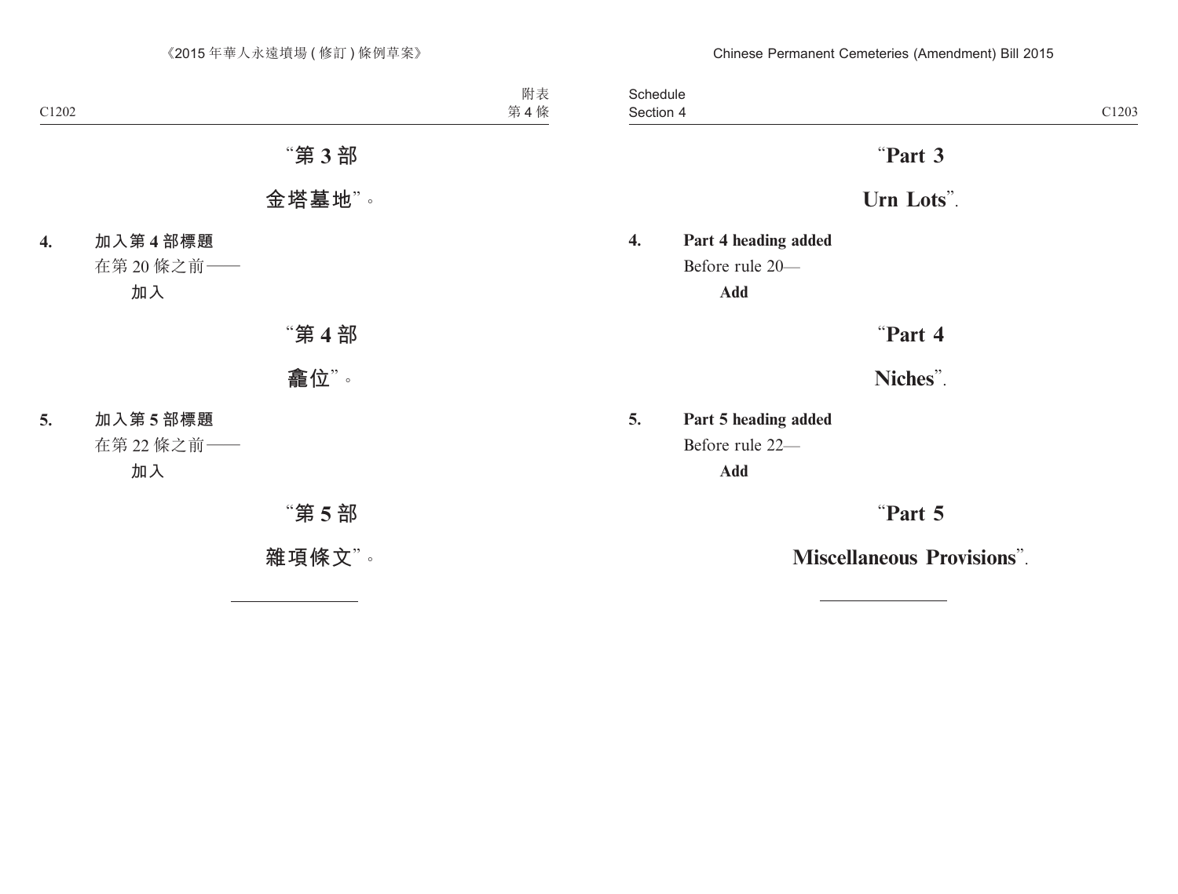“第 3 部

金塔墓地”。

**4. 加入第 4 部標題**

在第 20 條之前——

**加入**

“第 4 部

龕位”。

**5. 加入第 5 部標題**

在第 22 條之前——

**加入**

“第 5 部

雜項條文”。

---

“**Part 3**

**Urn Lots**”.

**4. Part 4 heading added**

Before rule 20—

**Add**

“**Part 4**

**Niches**”.

**5. Part 5 heading added**

Before rule 22—

**Add**

“**Part 5**

**Miscellaneous Provisions**”.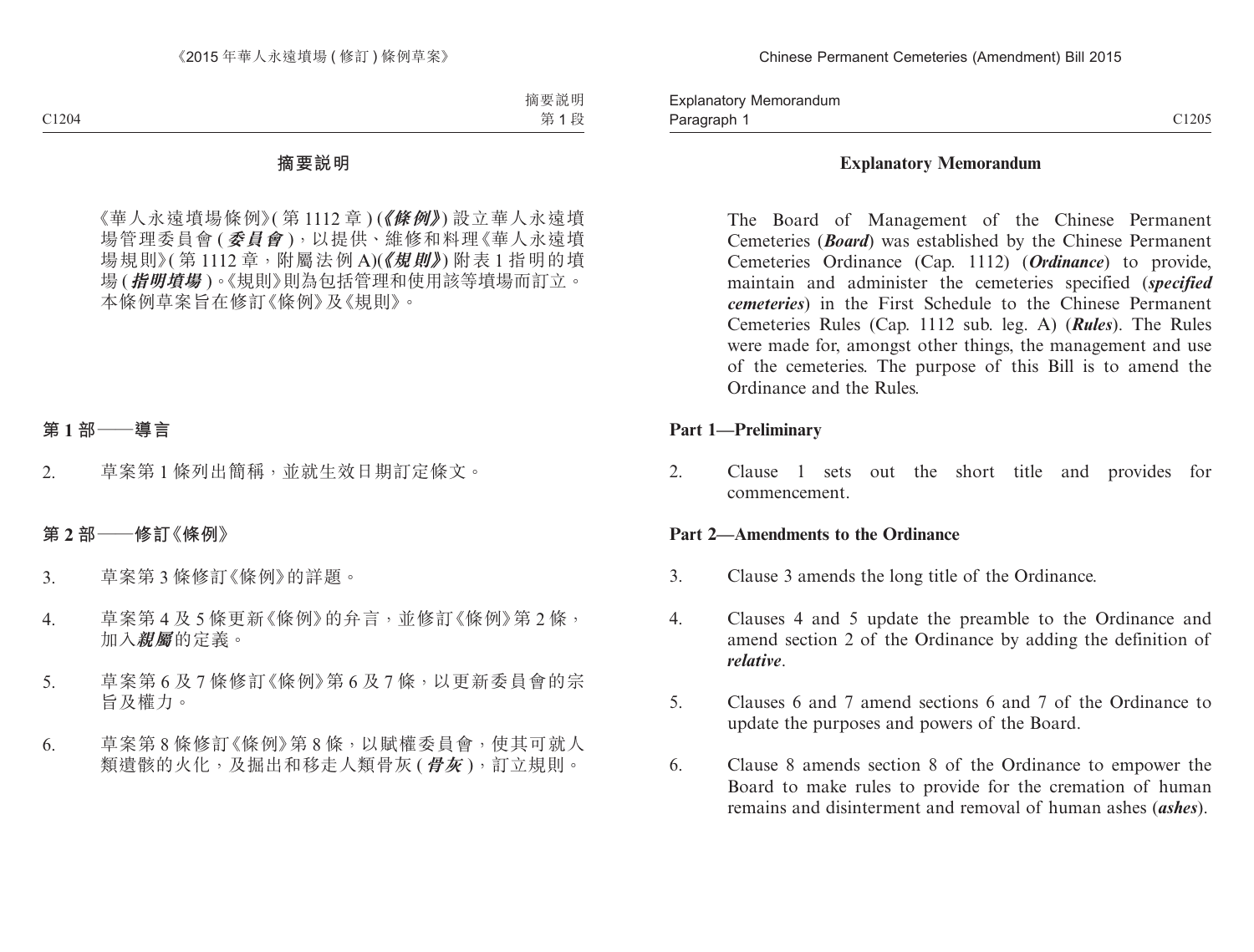## 摘要說明

《華人永遠墳場條例》(第 1112 章) (***《條例》***) 設立華人永遠墳場管理委員會 (***委員會***)，以提供、維修和料理《華人永遠墳場規則》(第 1112 章，附屬法例 A)(***《規則》***) 附表 1 指明的墳場 (***指明墳場***)。《規則》則為包括管理和使用該等墳場而訂立。本條例草案旨在修訂《條例》及《規則》。

### 第 1 部——導言

2. 草案第 1 條列出簡稱，並就生效日期訂定條文。

### 第 2 部——修訂《條例》

3. 草案第 3 條修訂《條例》的詳題。

4. 草案第 4 及 5 條更新《條例》的弁言，並修訂《條例》第 2 條，加入***親屬***的定義。

5. 草案第 6 及 7 條修訂《條例》第 6 及 7 條，以更新委員會的宗旨及權力。

6. 草案第 8 條修訂《條例》第 8 條，以賦權委員會，使其可就人類遺骸的火化，及掘出和移走人類骨灰 (***骨灰***)，訂立規則。

## Explanatory Memorandum

The Board of Management of the Chinese Permanent Cemeteries (***Board***) was established by the Chinese Permanent Cemeteries Ordinance (Cap. 1112) (***Ordinance***) to provide, maintain and administer the cemeteries specified (***specified cemeteries***) in the First Schedule to the Chinese Permanent Cemeteries Rules (Cap. 1112 sub. leg. A) (***Rules***). The Rules were made for, amongst other things, the management and use of the cemeteries. The purpose of this Bill is to amend the Ordinance and the Rules.

### Part 1—Preliminary

2. Clause 1 sets out the short title and provides for commencement.

### Part 2—Amendments to the Ordinance

3. Clause 3 amends the long title of the Ordinance.

4. Clauses 4 and 5 update the preamble to the Ordinance and amend section 2 of the Ordinance by adding the definition of ***relative***.

5. Clauses 6 and 7 amend sections 6 and 7 of the Ordinance to update the purposes and powers of the Board.

6. Clause 8 amends section 8 of the Ordinance to empower the Board to make rules to provide for the cremation of human remains and disinterment and removal of human ashes (***ashes***).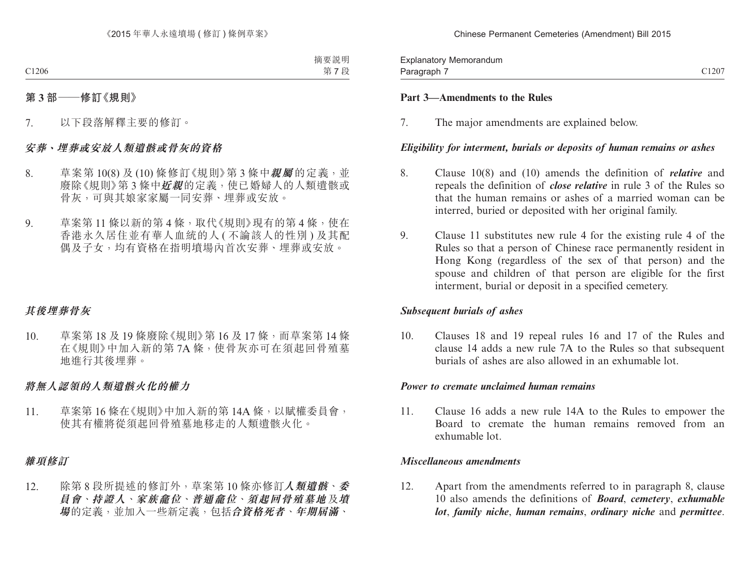## 第 3 部——修訂《規則》

7. 以下段落解釋主要的修訂。

### *安葬、埋葬或安放人類遺骸或骨灰的資格*

8. 草案第 10(8) 及 (10) 條修訂《規則》第 3 條中***親屬***的定義，並廢除《規則》第 3 條中***近親***的定義，使已婚婦人的人類遺骸或骨灰，可與其娘家家屬一同安葬、埋葬或安放。

9. 草案第 11 條以新的第 4 條，取代《規則》現有的第 4 條，使在香港永久居住並有華人血統的人 (不論該人的性別) 及其配偶及子女，均有資格在指明墳場內首次安葬、埋葬或安放。

### *其後埋葬骨灰*

10. 草案第 18 及 19 條廢除《規則》第 16 及 17 條，而草案第 14 條在《規則》中加入新的第 7A 條，使骨灰亦可在須起回骨殖墓地進行其後埋葬。

### *將無人認領的人類遺骸火化的權力*

11. 草案第 16 條在《規則》中加入新的第 14A 條，以賦權委員會，使其有權將從須起回骨殖墓地移走的人類遺骸火化。

### *雜項修訂*

12. 除第 8 段所提述的修訂外，草案第 10 條亦修訂***人類遺骸***、***委員會***、***持證人***、***家族龕位***、***普通龕位***、***須起回骨殖墓地***及***墳場***的定義，並加入一些新定義，包括***合資格死者***、***年期屆滿***、

## Part 3—Amendments to the Rules

7. The major amendments are explained below.

### *Eligibility for interment, burials or deposits of human remains or ashes*

8. Clause 10(8) and (10) amends the definition of ***relative*** and repeals the definition of ***close relative*** in rule 3 of the Rules so that the human remains or ashes of a married woman can be interred, buried or deposited with her original family.

9. Clause 11 substitutes new rule 4 for the existing rule 4 of the Rules so that a person of Chinese race permanently resident in Hong Kong (regardless of the sex of that person) and the spouse and children of that person are eligible for the first interment, burial or deposit in a specified cemetery.

### *Subsequent burials of ashes*

10. Clauses 18 and 19 repeal rules 16 and 17 of the Rules and clause 14 adds a new rule 7A to the Rules so that subsequent burials of ashes are also allowed in an exhumable lot.

### *Power to cremate unclaimed human remains*

11. Clause 16 adds a new rule 14A to the Rules to empower the Board to cremate the human remains removed from an exhumable lot.

### *Miscellaneous amendments*

12. Apart from the amendments referred to in paragraph 8, clause 10 also amends the definitions of ***Board***, ***cemetery***, ***exhumable lot***, ***family niche***, ***human remains***, ***ordinary niche*** and ***permittee***.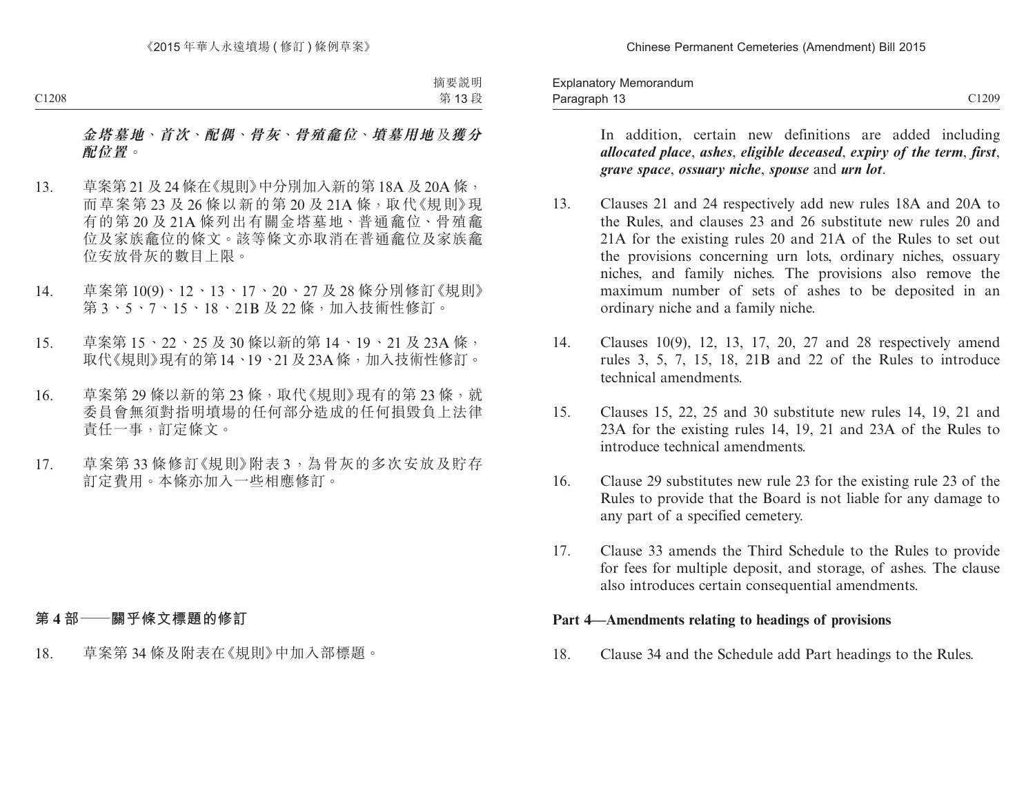***金塔墓地***、***首次***、***配偶***、***骨灰***、***骨殖龕位***、***墳墓用地***及***獲分配位置***。

13. 草案第 21 及 24 條在《規則》中分別加入新的第 18A 及 20A 條，而草案第 23 及 26 條以新的第 20 及 21A 條，取代《規則》現有的第 20 及 21A 條列出有關金塔墓地、普通龕位、骨殖龕位及家族龕位的條文。該等條文亦取消在普通龕位及家族龕位安放骨灰的數目上限。

14. 草案第 10(9)、12、13、17、20、27 及 28 條分別修訂《規則》第 3、5、7、15、18、21B 及 22 條，加入技術性修訂。

15. 草案第 15、22、25 及 30 條以新的第 14、19、21 及 23A 條，取代《規則》現有的第 14、19、21 及 23A 條，加入技術性修訂。

16. 草案第 29 條以新的第 23 條，取代《規則》現有的第 23 條，就委員會無須對指明墳場的任何部分造成的任何損毀負上法律責任一事，訂定條文。

17. 草案第 33 條修訂《規則》附表 3，為骨灰的多次安放及貯存訂定費用。本條亦加入一些相應修訂。

**第 4 部——關乎條文標題的修訂**

18. 草案第 34 條及附表在《規則》中加入部標題。

In addition, certain new definitions are added including ***allocated place***, ***ashes***, ***eligible deceased***, ***expiry of the term***, ***first***, ***grave space***, ***ossuary niche***, ***spouse*** and ***urn lot***.

13. Clauses 21 and 24 respectively add new rules 18A and 20A to the Rules, and clauses 23 and 26 substitute new rules 20 and 21A for the existing rules 20 and 21A of the Rules to set out the provisions concerning urn lots, ordinary niches, ossuary niches, and family niches. The provisions also remove the maximum number of sets of ashes to be deposited in an ordinary niche and a family niche.

14. Clauses 10(9), 12, 13, 17, 20, 27 and 28 respectively amend rules 3, 5, 7, 15, 18, 21B and 22 of the Rules to introduce technical amendments.

15. Clauses 15, 22, 25 and 30 substitute new rules 14, 19, 21 and 23A for the existing rules 14, 19, 21 and 23A of the Rules to introduce technical amendments.

16. Clause 29 substitutes new rule 23 for the existing rule 23 of the Rules to provide that the Board is not liable for any damage to any part of a specified cemetery.

17. Clause 33 amends the Third Schedule to the Rules to provide for fees for multiple deposit, and storage, of ashes. The clause also introduces certain consequential amendments.

**Part 4—Amendments relating to headings of provisions**

18. Clause 34 and the Schedule add Part headings to the Rules.